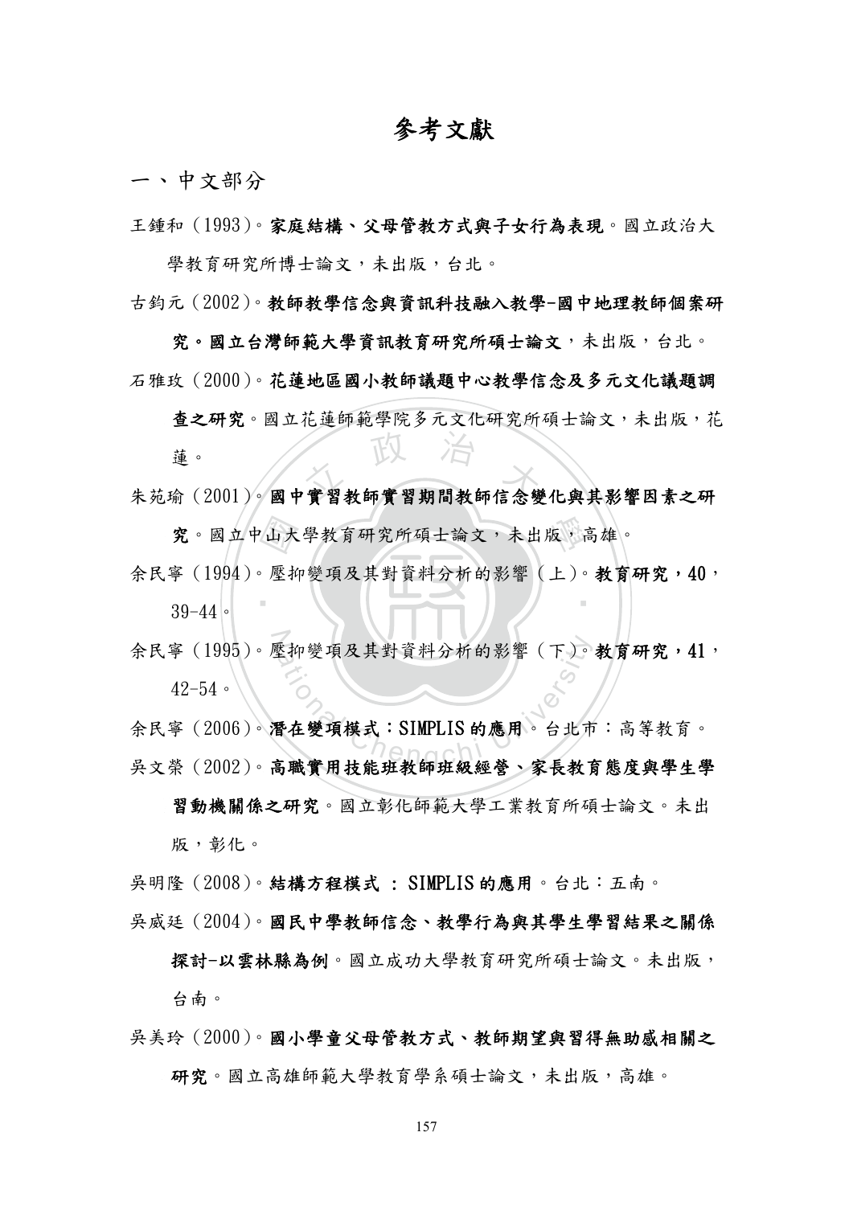# 參考文獻

## 一、中文部分

王鍾和（1993）。**家庭結構、父母管教方式與子女行為表現**。國立政治大學教育研究所博士論文，未出版，台北。

古鈞元（2002）。**教師教學信念與資訊科技融入教學-國中地理教師個案研究。國立台灣師範大學資訊教育研究所碩士論文**，未出版，台北。

石雅玫（2000）。**花蓮地區國小教師議題中心教學信念及多元文化議題調查之研究**。國立花蓮師範學院多元文化研究所碩士論文，未出版，花蓮。

朱苑瑜（2001）。**國中實習教師實習期間教師信念變化與其影響因素之研究**。國立中山大學教育研究所碩士論文，未出版，高雄。

余民寧（1994）。壓抑變項及其對資料分析的影響（上）。**教育研究，40**，39-44。

余民寧（1995）。壓抑變項及其對資料分析的影響（下）。**教育研究，41**，42-54。

余民寧（2006）。**潛在變項模式：SIMPLIS 的應用**。台北市：高等教育。

吳文榮（2002）。**高職實用技能班教師班級經營、家長教育態度與學生學習動機關係之研究**。國立彰化師範大學工業教育所碩士論文。未出版，彰化。

吳明隆（2008）。**結構方程模式 ： SIMPLIS 的應用**。台北：五南。

吳威廷（2004）。**國民中學教師信念、教學行為與其學生學習結果之關係探討-以雲林縣為例**。國立成功大學教育研究所碩士論文。未出版，台南。

吳美玲（2000）。**國小學童父母管教方式、教師期望與習得無助感相關之研究**。國立高雄師範大學教育學系碩士論文，未出版，高雄。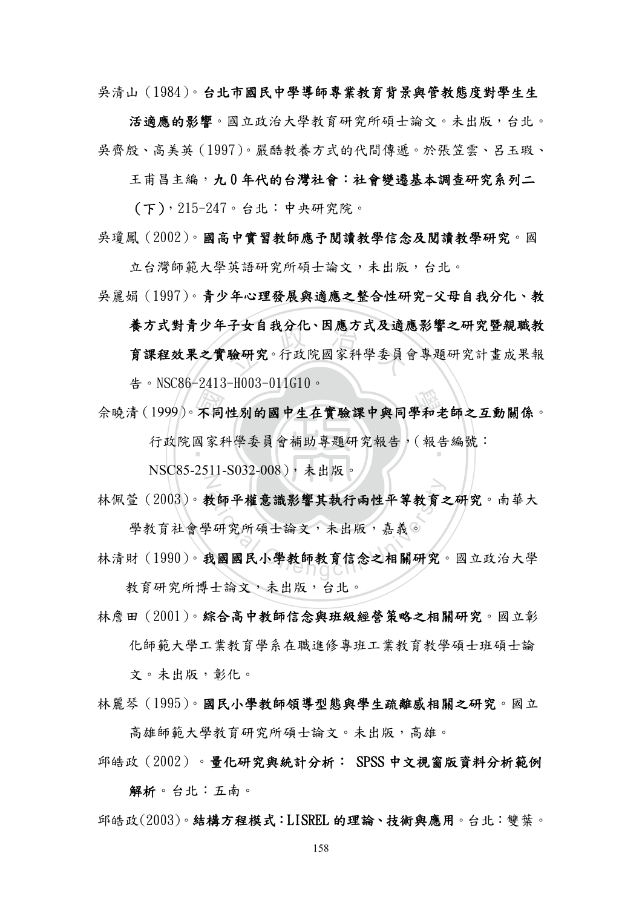吳清山（1984）。**台北市國民中學導師專業教育背景與管教態度對學生生活適應的影響**。國立政治大學教育研究所碩士論文。未出版，台北。

吳齊殷、高美英（1997）。嚴酷教養方式的代間傳遞。於張笠雲、呂玉瑕、王甫昌主編，**九０年代的台灣社會：社會變遷基本調查研究系列二（下）**，215-247。台北：中央研究院。

吳瓊鳳（2002）。**國高中實習教師應予閱讀教學信念及閱讀教學研究**。國立台灣師範大學英語研究所碩士論文，未出版，台北。

吳麗娟（1997）。**青少年心理發展與適應之整合性研究-父母自我分化、教養方式對青少年子女自我分化、因應方式及適應影響之研究暨親職教育課程效果之實驗研究**。行政院國家科學委員會專題研究計畫成果報告。NSC86-2413-H003-011G10。

佘曉清（1999）。**不同性別的國中生在實驗課中與同學和老師之互動關係**。行政院國家科學委員會補助專題研究報告，（報告編號：NSC85-2511-S032-008），未出版。

林佩萱（2003）。**教師平權意識影響其執行兩性平等教育之研究**。南華大學教育社會學研究所碩士論文，未出版，嘉義。

林清財（1990）。**我國國民小學教師教育信念之相關研究**。國立政治大學教育研究所博士論文，未出版，台北。

林詹田（2001）。**綜合高中教師信念與班級經營策略之相關研究**。國立彰化師範大學工業教育學系在職進修專班工業教育教學碩士班碩士論文。未出版，彰化。

林麗琴（1995）。**國民小學教師領導型態與學生疏離感相關之研究**。國立高雄師範大學教育研究所碩士論文。未出版，高雄。

邱皓政（2002）。**量化研究與統計分析： SPSS 中文視窗版資料分析範例解析**。台北：五南。

邱皓政(2003)。**結構方程模式：LISREL 的理論、技術與應用**。台北：雙葉。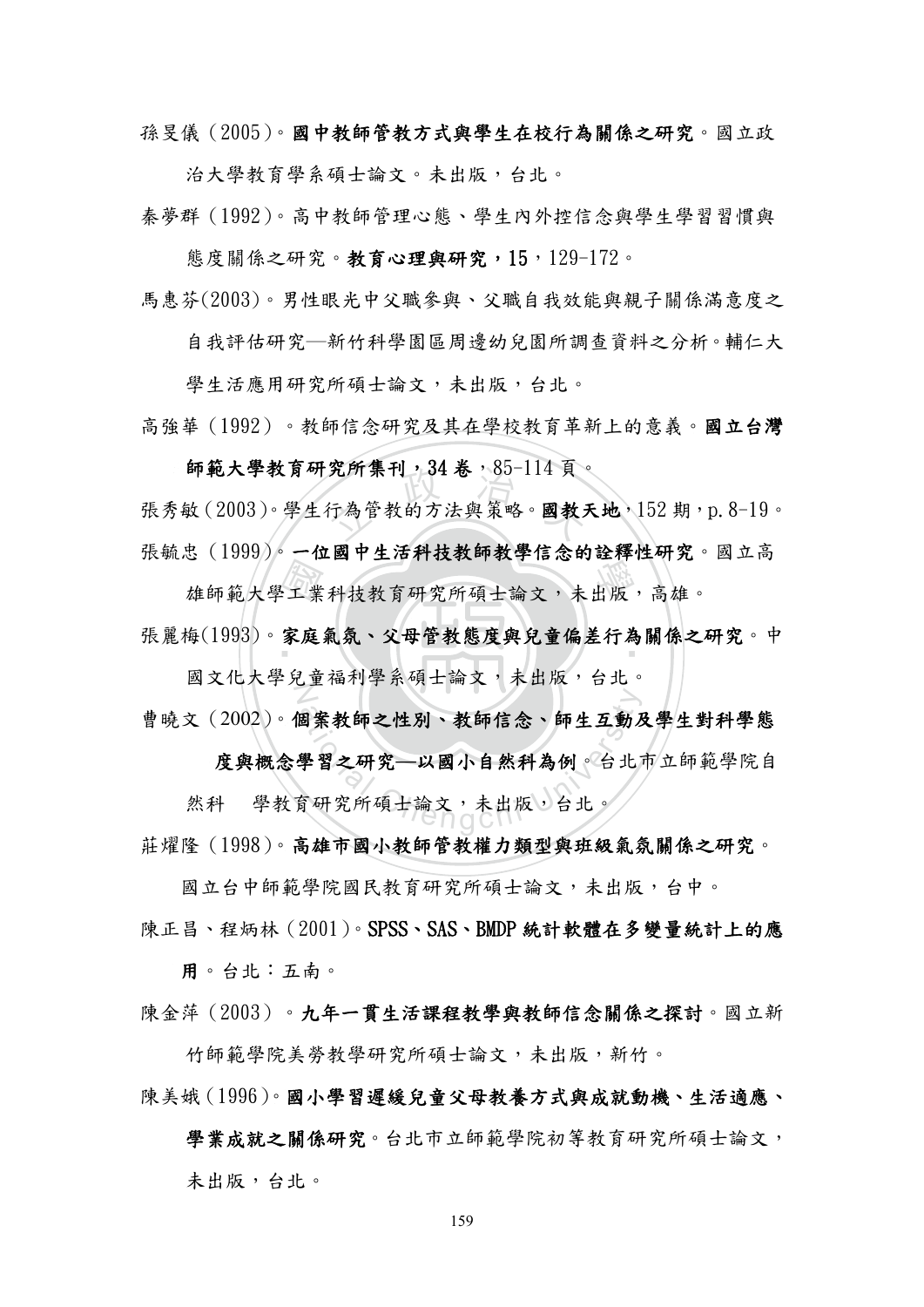孫旻儀（2005）。**國中教師管教方式與學生在校行為關係之研究**。國立政治大學教育學系碩士論文。未出版，台北。

秦夢群（1992）。高中教師管理心態、學生內外控信念與學生學習習慣與態度關係之研究。**教育心理與研究，15**，129-172。

馬惠芬(2003)。男性眼光中父職參與、父職自我效能與親子關係滿意度之自我評估研究—新竹科學園區周邊幼兒園所調查資料之分析。輔仁大學生活應用研究所碩士論文，未出版，台北。

高強華（1992）。教師信念研究及其在學校教育革新上的意義。**國立台灣師範大學教育研究所集刊，34 卷**，85-114 頁。

張秀敏（2003）。學生行為管教的方法與策略。**國教天地**，152 期，p.8-19。

張毓忠（1999）。**一位國中生活科技教師教學信念的詮釋性研究**。國立高雄師範大學工業科技教育研究所碩士論文，未出版，高雄。

張麗梅(1993)。**家庭氣氛、父母管教態度與兒童偏差行為關係之研究**。中國文化大學兒童福利學系碩士論文，未出版，台北。

曹曉文（2002）。**個案教師之性別、教師信念、師生互動及學生對科學態度與概念學習之研究—以國小自然科為例**。台北市立師範學院自然科　學教育研究所碩士論文，未出版，台北。

莊燿隆（1998）。**高雄市國小教師管教權力類型與班級氣氛關係之研究**。國立台中師範學院國民教育研究所碩士論文，未出版，台中。

陳正昌、程炳林（2001）。**SPSS、SAS、BMDP 統計軟體在多變量統計上的應用**。台北：五南。

陳金萍（2003）。**九年一貫生活課程教學與教師信念關係之探討**。國立新竹師範學院美勞教學研究所碩士論文，未出版，新竹。

陳美娥（1996）。**國小學習遲緩兒童父母教養方式與成就動機、生活適應、學業成就之關係研究**。台北市立師範學院初等教育研究所碩士論文，未出版，台北。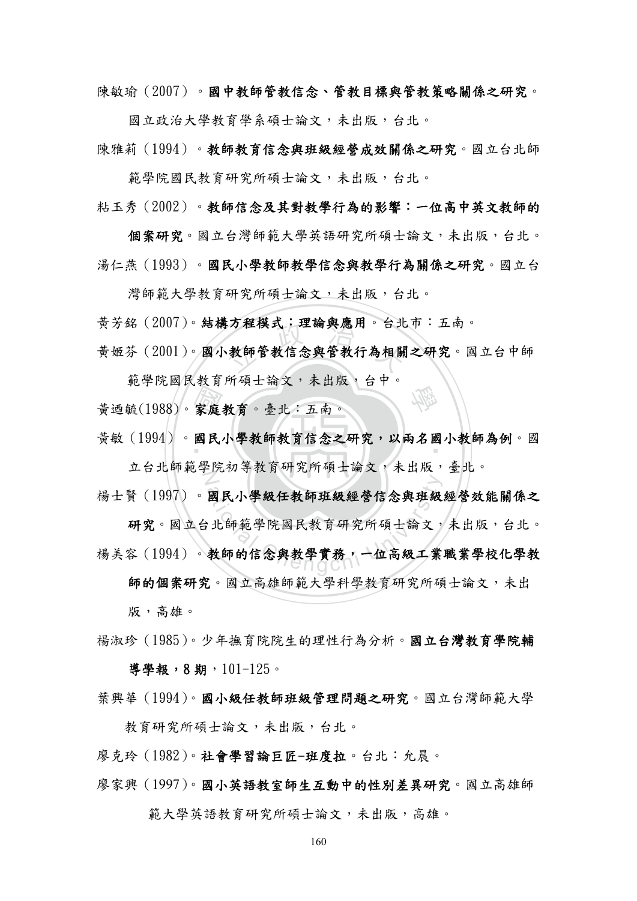陳敏瑜（2007）。**國中教師管教信念、管教目標與管教策略關係之研究**。國立政治大學教育學系碩士論文，未出版，台北。

陳雅莉（1994）。**教師教育信念與班級經營成效關係之研究**。國立台北師範學院國民教育研究所碩士論文，未出版，台北。

粘玉秀（2002）。**教師信念及其對教學行為的影響：一位高中英文教師的個案研究**。國立台灣師範大學英語研究所碩士論文，未出版，台北。

湯仁燕（1993）。**國民小學教師教學信念與教學行為關係之研究**。國立台灣師範大學教育研究所碩士論文，未出版，台北。

黃芳銘（2007)。**結構方程模式：理論與應用**。台北市：五南。

黃姬芬（2001)。**國小教師管教信念與管教行為相關之研究**。國立台中師範學院國民教育所碩士論文，未出版，台中。

黃迺毓(1988)。**家庭教育**。臺北：五南。

黃敏（1994）。**國民小學教師教育信念之研究，以兩名國小教師為例**。國立台北師範學院初等教育研究所碩士論文，未出版，臺北。

楊士賢（1997）。**國民小學級任教師班級經營信念與班級經營效能關係之研究**。國立台北師範學院國民教育研究所碩士論文，未出版，台北。

楊美容（1994）。**教師的信念與教學實務，一位高級工業職業學校化學教師的個案研究**。國立高雄師範大學科學教育研究所碩士論文，未出版，高雄。

楊淑珍（1985)。少年撫育院院生的理性行為分析。**國立台灣教育學院輔導學報，8 期**，101-125。

葉興華（1994)。**國小級任教師班級管理問題之研究**。國立台灣師範大學教育研究所碩士論文，未出版，台北。

廖克玲（1982)。**社會學習論巨匠-班度拉**。台北：允晨。

廖家興（1997)。**國小英語教室師生互動中的性別差異研究**。國立高雄師範大學英語教育研究所碩士論文，未出版，高雄。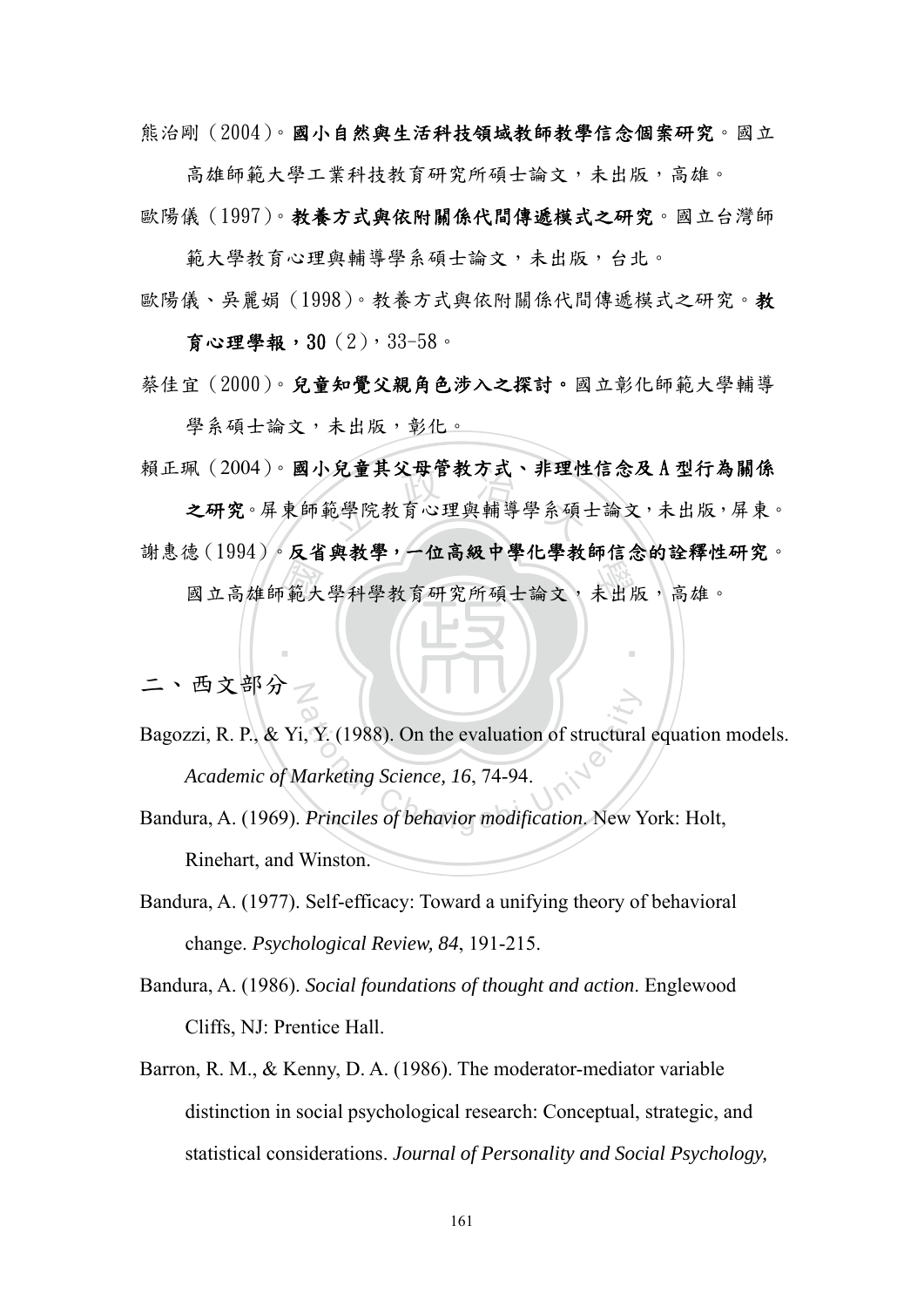熊治剛（2004）。**國小自然與生活科技領域教師教學信念個案研究**。國立高雄師範大學工業科技教育研究所碩士論文，未出版，高雄。

歐陽儀（1997）。**教養方式與依附關係代間傳遞模式之研究**。國立台灣師範大學教育心理與輔導學系碩士論文，未出版，台北。

歐陽儀、吳麗娟（1998）。教養方式與依附關係代間傳遞模式之研究。**教育心理學報，30**（2），33-58。

蔡佳宜（2000）。**兒童知覺父親角色涉入之探討。**國立彰化師範大學輔導學系碩士論文，未出版，彰化。

賴正珮（2004）。**國小兒童其父母管教方式、非理性信念及 A 型行為關係之研究**。屏東師範學院教育心理與輔導學系碩士論文，未出版，屏東。

謝惠德（1994）。**反省與教學，一位高級中學化學教師信念的詮釋性研究**。國立高雄師範大學科學教育研究所碩士論文，未出版，高雄。

## 二、西文部分

Bagozzi, R. P., & Yi, Y. (1988). On the evaluation of structural equation models. *Academic of Marketing Science, 16*, 74-94.

Bandura, A. (1969). *Princiles of behavior modification*. New York: Holt, Rinehart, and Winston.

Bandura, A. (1977). Self-efficacy: Toward a unifying theory of behavioral change. *Psychological Review, 84*, 191-215.

Bandura, A. (1986). *Social foundations of thought and action*. Englewood Cliffs, NJ: Prentice Hall.

Barron, R. M., & Kenny, D. A. (1986). The moderator-mediator variable distinction in social psychological research: Conceptual, strategic, and statistical considerations. *Journal of Personality and Social Psychology,*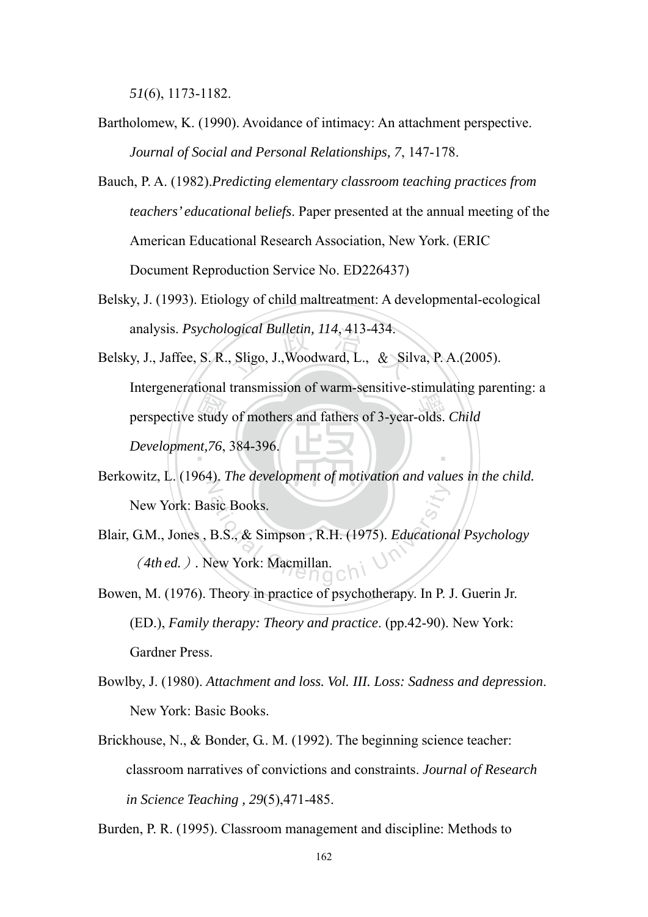*51*(6), 1173-1182.

Bartholomew, K. (1990). Avoidance of intimacy: An attachment perspective. *Journal of Social and Personal Relationships, 7*, 147-178.

Bauch, P. A. (1982).*Predicting elementary classroom teaching practices from teachers' educational beliefs*. Paper presented at the annual meeting of the American Educational Research Association, New York. (ERIC Document Reproduction Service No. ED226437)

Belsky, J. (1993). Etiology of child maltreatment: A developmental-ecological analysis. *Psychological Bulletin, 114*, 413-434.

Belsky, J., Jaffee, S. R., Sligo, J.,Woodward, L., ＆ Silva, P. A.(2005). Intergenerational transmission of warm-sensitive-stimulating parenting: a perspective study of mothers and fathers of 3-year-olds. *Child Development,76*, 384-396.

Berkowitz, L. (1964). *The development of motivation and values in the child.* New York: Basic Books.

Blair, G.M., Jones , B.S., & Simpson , R.H. (1975). *Educational Psychology （4th ed.）*. New York: Macmillan.

Bowen, M. (1976). Theory in practice of psychotherapy. In P. J. Guerin Jr. (ED.), *Family therapy: Theory and practice*. (pp.42-90). New York: Gardner Press.

Bowlby, J. (1980). *Attachment and loss. Vol. III. Loss: Sadness and depression*. New York: Basic Books.

Brickhouse, N., & Bonder, G.. M. (1992). The beginning science teacher: classroom narratives of convictions and constraints. *Journal of Research in Science Teaching , 29*(5),471-485.

Burden, P. R. (1995). Classroom management and discipline: Methods to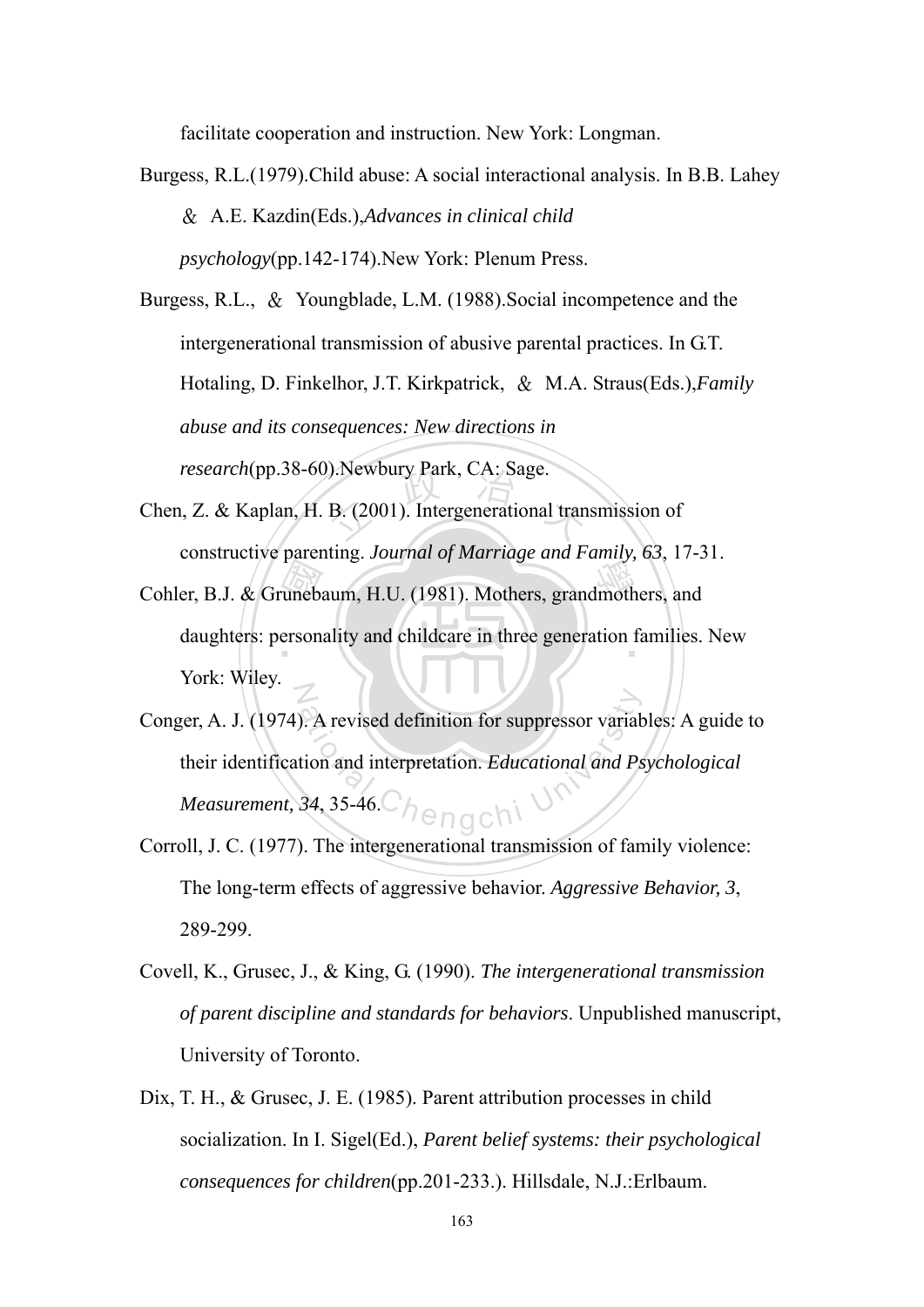facilitate cooperation and instruction. New York: Longman.

Burgess, R.L.(1979).Child abuse: A social interactional analysis. In B.B. Lahey ＆ A.E. Kazdin(Eds.),*Advances in clinical child psychology*(pp.142-174).New York: Plenum Press.

Burgess, R.L., ＆ Youngblade, L.M. (1988).Social incompetence and the intergenerational transmission of abusive parental practices. In G.T. Hotaling, D. Finkelhor, J.T. Kirkpatrick, ＆ M.A. Straus(Eds.),*Family abuse and its consequences: New directions in research*(pp.38-60).Newbury Park, CA: Sage.

Chen, Z. & Kaplan, H. B. (2001). Intergenerational transmission of constructive parenting. *Journal of Marriage and Family, 63*, 17-31.

Cohler, B.J. & Grunebaum, H.U. (1981). Mothers, grandmothers, and daughters: personality and childcare in three generation families. New York: Wiley.

Conger, A. J. (1974). A revised definition for suppressor variables: A guide to their identification and interpretation. *Educational and Psychological Measurement, 34*, 35-46.

Corroll, J. C. (1977). The intergenerational transmission of family violence: The long-term effects of aggressive behavior. *Aggressive Behavior, 3*, 289-299.

Covell, K., Grusec, J., & King, G. (1990). *The intergenerational transmission of parent discipline and standards for behaviors*. Unpublished manuscript, University of Toronto.

Dix, T. H., & Grusec, J. E. (1985). Parent attribution processes in child socialization. In I. Sigel(Ed.), *Parent belief systems: their psychological consequences for children*(pp.201-233.). Hillsdale, N.J.:Erlbaum.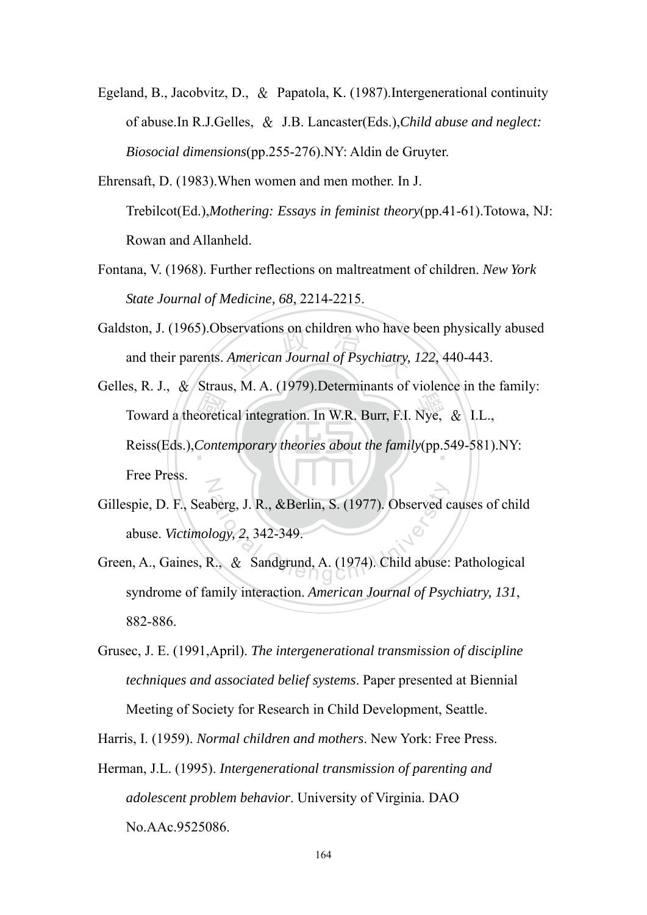Egeland, B., Jacobvitz, D., ＆ Papatola, K. (1987).Intergenerational continuity of abuse.In R.J.Gelles, ＆ J.B. Lancaster(Eds.),*Child abuse and neglect: Biosocial dimensions*(pp.255-276).NY: Aldin de Gruyter.

Ehrensaft, D. (1983).When women and men mother. In J. Trebilcot(Ed.),*Mothering: Essays in feminist theory*(pp.41-61).Totowa, NJ: Rowan and Allanheld.

Fontana, V. (1968). Further reflections on maltreatment of children. *New York State Journal of Medicine, 68*, 2214-2215.

Galdston, J. (1965).Observations on children who have been physically abused and their parents. *American Journal of Psychiatry, 122*, 440-443.

Gelles, R. J., ＆ Straus, M. A. (1979).Determinants of violence in the family: Toward a theoretical integration. In W.R. Burr, F.I. Nye, ＆ I.L., Reiss(Eds.),*Contemporary theories about the family*(pp.549-581).NY: Free Press.

Gillespie, D. F., Seaberg, J. R., &Berlin, S. (1977). Observed causes of child abuse. *Victimology, 2*, 342-349.

Green, A., Gaines, R., ＆ Sandgrund, A. (1974). Child abuse: Pathological syndrome of family interaction. *American Journal of Psychiatry, 131*, 882-886.

Grusec, J. E. (1991,April). *The intergenerational transmission of discipline techniques and associated belief systems*. Paper presented at Biennial Meeting of Society for Research in Child Development, Seattle.

Harris, I. (1959). *Normal children and mothers*. New York: Free Press.

Herman, J.L. (1995). *Intergenerational transmission of parenting and adolescent problem behavior*. University of Virginia. DAO No.AAc.9525086.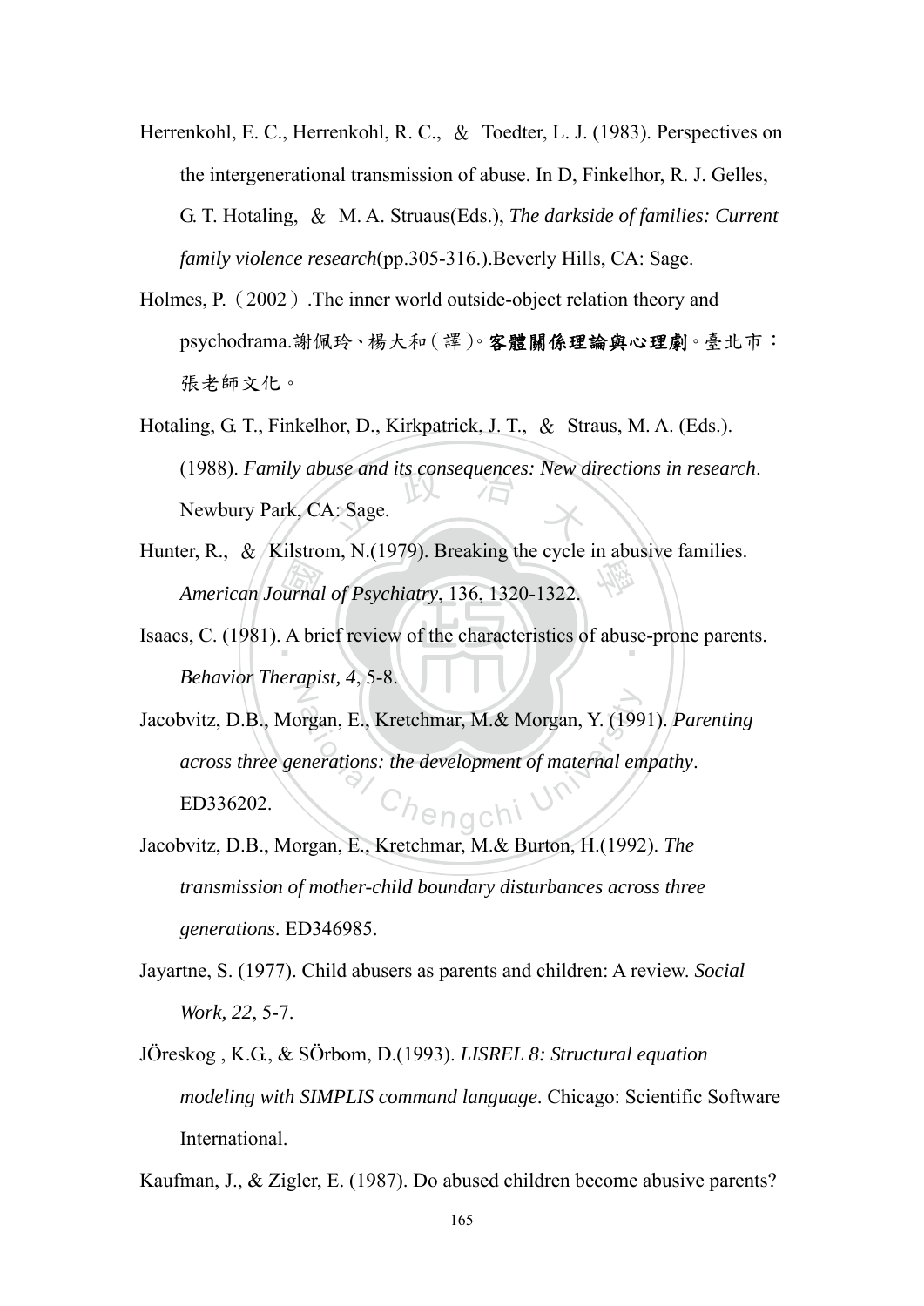Herrenkohl, E. C., Herrenkohl, R. C., ＆ Toedter, L. J. (1983). Perspectives on the intergenerational transmission of abuse. In D, Finkelhor, R. J. Gelles, G. T. Hotaling, ＆ M. A. Struaus(Eds.), *The darkside of families: Current family violence research*(pp.305-316.).Beverly Hills, CA: Sage.

Holmes, P.（2002）.The inner world outside-object relation theory and psychodrama.謝佩玲、楊大和（譯）。**客體關係理論與心理劇**。臺北市：張老師文化。

Hotaling, G. T., Finkelhor, D., Kirkpatrick, J. T., ＆ Straus, M. A. (Eds.). (1988). *Family abuse and its consequences: New directions in research*. Newbury Park, CA: Sage.

Hunter, R., ＆ Kilstrom, N.(1979). Breaking the cycle in abusive families. *American Journal of Psychiatry*, 136, 1320-1322.

Isaacs, C. (1981). A brief review of the characteristics of abuse-prone parents. *Behavior Therapist, 4*, 5-8.

Jacobvitz, D.B., Morgan, E., Kretchmar, M.& Morgan, Y. (1991). *Parenting across three generations: the development of maternal empathy*. ED336202.

Jacobvitz, D.B., Morgan, E., Kretchmar, M.& Burton, H.(1992). *The transmission of mother-child boundary disturbances across three generations*. ED346985.

Jayartne, S. (1977). Child abusers as parents and children: A review. *Social Work, 22*, 5-7.

JÖreskog , K.G., & SÖrbom, D.(1993). *LISREL 8: Structural equation modeling with SIMPLIS command language*. Chicago: Scientific Software International.

Kaufman, J., & Zigler, E. (1987). Do abused children become abusive parents?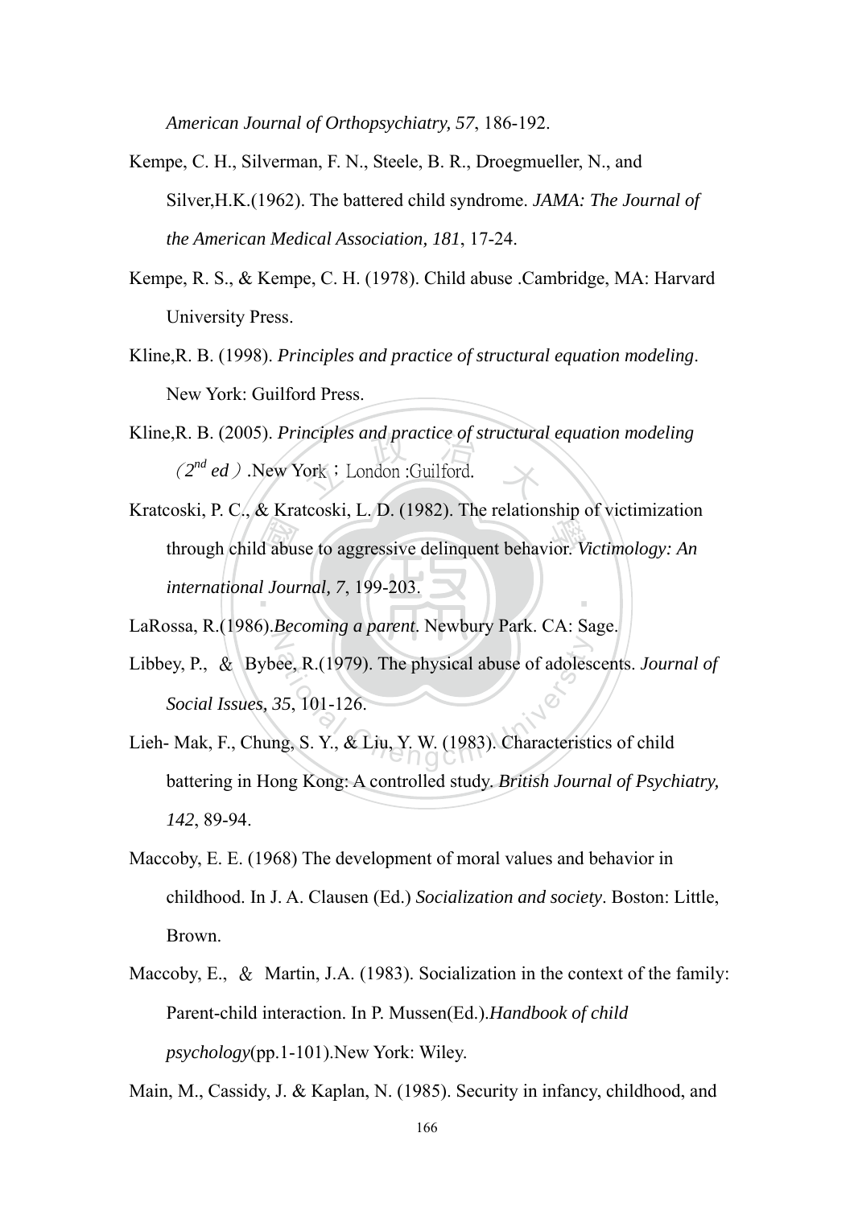*American Journal of Orthopsychiatry, 57*, 186-192.

Kempe, C. H., Silverman, F. N., Steele, B. R., Droegmueller, N., and Silver,H.K.(1962). The battered child syndrome. *JAMA: The Journal of the American Medical Association, 181*, 17-24.

Kempe, R. S., & Kempe, C. H. (1978). Child abuse .Cambridge, MA: Harvard University Press.

Kline,R. B. (1998). *Principles and practice of structural equation modeling*. New York: Guilford Press.

Kline,R. B. (2005). *Principles and practice of structural equation modeling* （*2nd ed*）.New York；London :Guilford.

Kratcoski, P. C., & Kratcoski, L. D. (1982). The relationship of victimization through child abuse to aggressive delinquent behavior. *Victimology: An international Journal, 7*, 199-203.

LaRossa, R.(1986).*Becoming a parent*. Newbury Park. CA: Sage.

Libbey, P., ＆ Bybee, R.(1979). The physical abuse of adolescents. *Journal of Social Issues, 35*, 101-126.

Lieh- Mak, F., Chung, S. Y., & Liu, Y. W. (1983). Characteristics of child battering in Hong Kong: A controlled study. *British Journal of Psychiatry, 142*, 89-94.

Maccoby, E. E. (1968) The development of moral values and behavior in childhood. In J. A. Clausen (Ed.) *Socialization and society*. Boston: Little, Brown.

Maccoby, E., ＆ Martin, J.A. (1983). Socialization in the context of the family: Parent-child interaction. In P. Mussen(Ed.).*Handbook of child psychology*(pp.1-101).New York: Wiley.

Main, M., Cassidy, J. & Kaplan, N. (1985). Security in infancy, childhood, and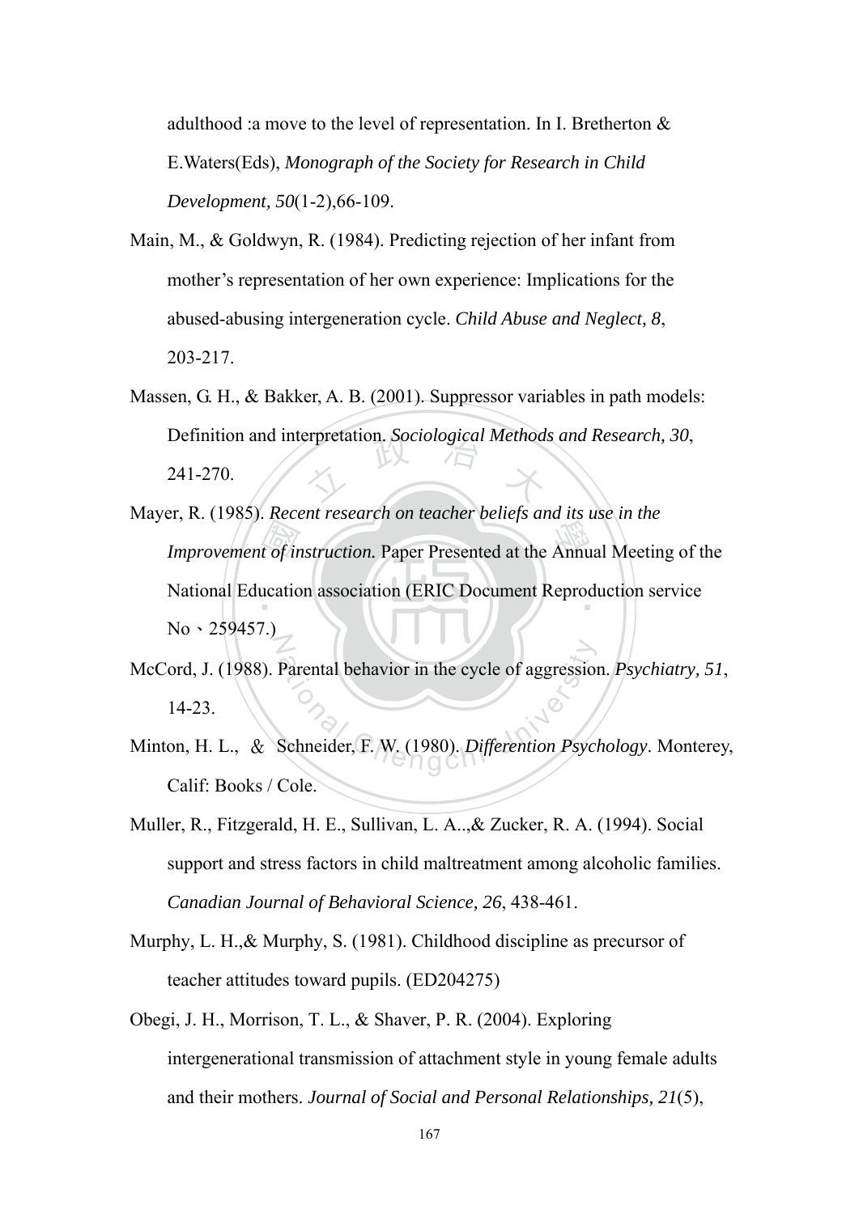adulthood :a move to the level of representation. In I. Bretherton & E.Waters(Eds), *Monograph of the Society for Research in Child Development, 50*(1-2),66-109.

Main, M., & Goldwyn, R. (1984). Predicting rejection of her infant from mother's representation of her own experience: Implications for the abused-abusing intergeneration cycle. *Child Abuse and Neglect, 8*, 203-217.

Massen, G. H., & Bakker, A. B. (2001). Suppressor variables in path models: Definition and interpretation. *Sociological Methods and Research, 30*, 241-270.

Mayer, R. (1985). *Recent research on teacher beliefs and its use in the Improvement of instruction.* Paper Presented at the Annual Meeting of the National Education association (ERIC Document Reproduction service No、259457.)

McCord, J. (1988). Parental behavior in the cycle of aggression. *Psychiatry, 51*, 14-23.

Minton, H. L., ＆ Schneider, F. W. (1980). *Differention Psychology*. Monterey, Calif: Books / Cole.

Muller, R., Fitzgerald, H. E., Sullivan, L. A..,& Zucker, R. A. (1994). Social support and stress factors in child maltreatment among alcoholic families. *Canadian Journal of Behavioral Science, 26*, 438-461.

Murphy, L. H.,& Murphy, S. (1981). Childhood discipline as precursor of teacher attitudes toward pupils. (ED204275)

Obegi, J. H., Morrison, T. L., & Shaver, P. R. (2004). Exploring intergenerational transmission of attachment style in young female adults and their mothers. *Journal of Social and Personal Relationships, 21*(5),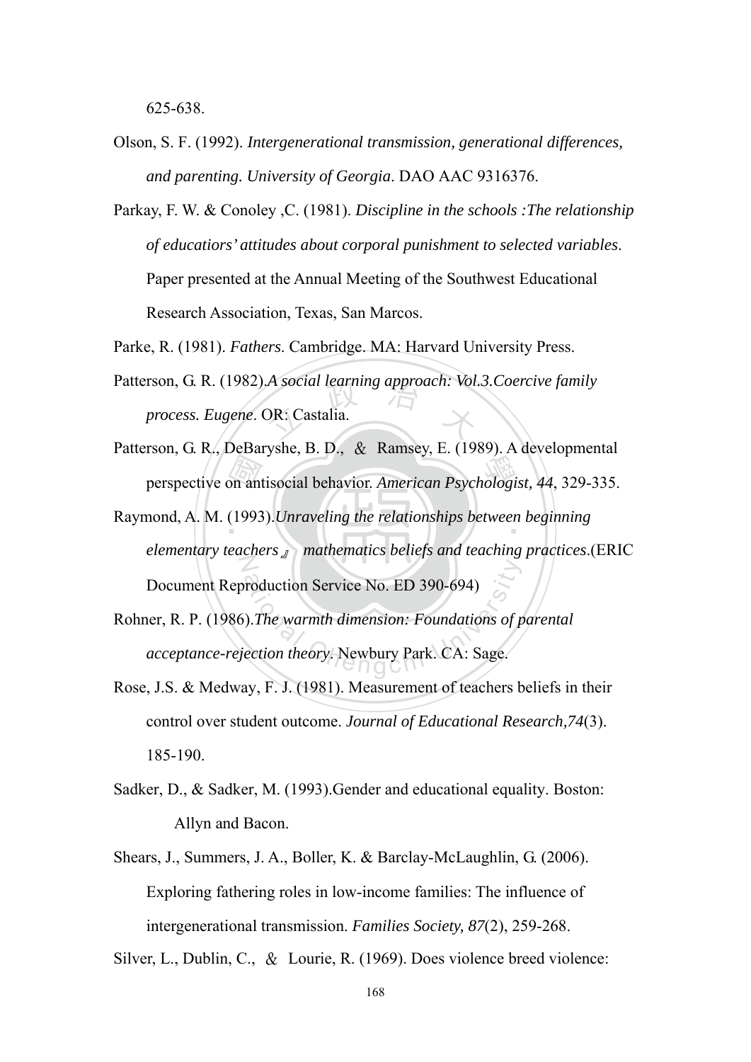625-638.

Olson, S. F. (1992). *Intergenerational transmission, generational differences, and parenting. University of Georgia*. DAO AAC 9316376.

Parkay, F. W. & Conoley ,C. (1981). *Discipline in the schools :The relationship of educatiors' attitudes about corporal punishment to selected variables*. Paper presented at the Annual Meeting of the Southwest Educational Research Association, Texas, San Marcos.

Parke, R. (1981). *Fathers*. Cambridge. MA: Harvard University Press.

Patterson, G. R. (1982).*A social learning approach: Vol.3.Coercive family process. Eugene*. OR: Castalia.

Patterson, G. R., DeBaryshe, B. D., ＆ Ramsey, E. (1989). A developmental perspective on antisocial behavior. *American Psychologist, 44*, 329-335.

Raymond, A. M. (1993).*Unraveling the relationships between beginning elementary teachers』 mathematics beliefs and teaching practices*.(ERIC Document Reproduction Service No. ED 390-694)

Rohner, R. P. (1986).*The warmth dimension: Foundations of parental acceptance-rejection theory*. Newbury Park. CA: Sage.

Rose, J.S. & Medway, F. J. (1981). Measurement of teachers beliefs in their control over student outcome. *Journal of Educational Research,74*(3). 185-190.

Sadker, D., & Sadker, M. (1993).Gender and educational equality. Boston: Allyn and Bacon.

Shears, J., Summers, J. A., Boller, K. & Barclay-McLaughlin, G. (2006). Exploring fathering roles in low-income families: The influence of intergenerational transmission. *Families Society, 87*(2), 259-268.

Silver, L., Dublin, C., ＆ Lourie, R. (1969). Does violence breed violence: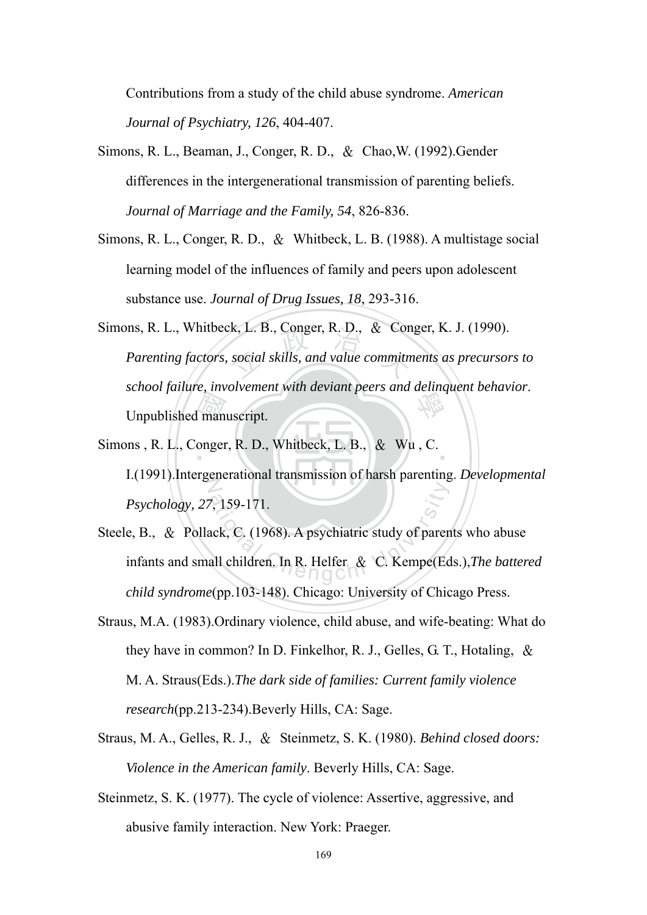Contributions from a study of the child abuse syndrome. *American Journal of Psychiatry, 126*, 404-407.

Simons, R. L., Beaman, J., Conger, R. D., ＆ Chao,W. (1992).Gender differences in the intergenerational transmission of parenting beliefs. *Journal of Marriage and the Family, 54*, 826-836.

Simons, R. L., Conger, R. D., ＆ Whitbeck, L. B. (1988). A multistage social learning model of the influences of family and peers upon adolescent substance use. *Journal of Drug Issues, 18*, 293-316.

Simons, R. L., Whitbeck, L. B., Conger, R. D., ＆ Conger, K. J. (1990). *Parenting factors, social skills, and value commitments as precursors to school failure, involvement with deviant peers and delinquent behavior*. Unpublished manuscript.

Simons , R. L., Conger, R. D., Whitbeck, L. B., ＆ Wu , C. I.(1991).Intergenerational transmission of harsh parenting. *Developmental Psychology, 27*, 159-171.

Steele, B., ＆ Pollack, C. (1968). A psychiatric study of parents who abuse infants and small children. In R. Helfer ＆ C. Kempe(Eds.),*The battered child syndrome*(pp.103-148). Chicago: University of Chicago Press.

Straus, M.A. (1983).Ordinary violence, child abuse, and wife-beating: What do they have in common? In D. Finkelhor, R. J., Gelles, G. T., Hotaling, ＆ M. A. Straus(Eds.).*The dark side of families: Current family violence research*(pp.213-234).Beverly Hills, CA: Sage.

Straus, M. A., Gelles, R. J., ＆ Steinmetz, S. K. (1980). *Behind closed doors: Violence in the American family*. Beverly Hills, CA: Sage.

Steinmetz, S. K. (1977). The cycle of violence: Assertive, aggressive, and abusive family interaction. New York: Praeger.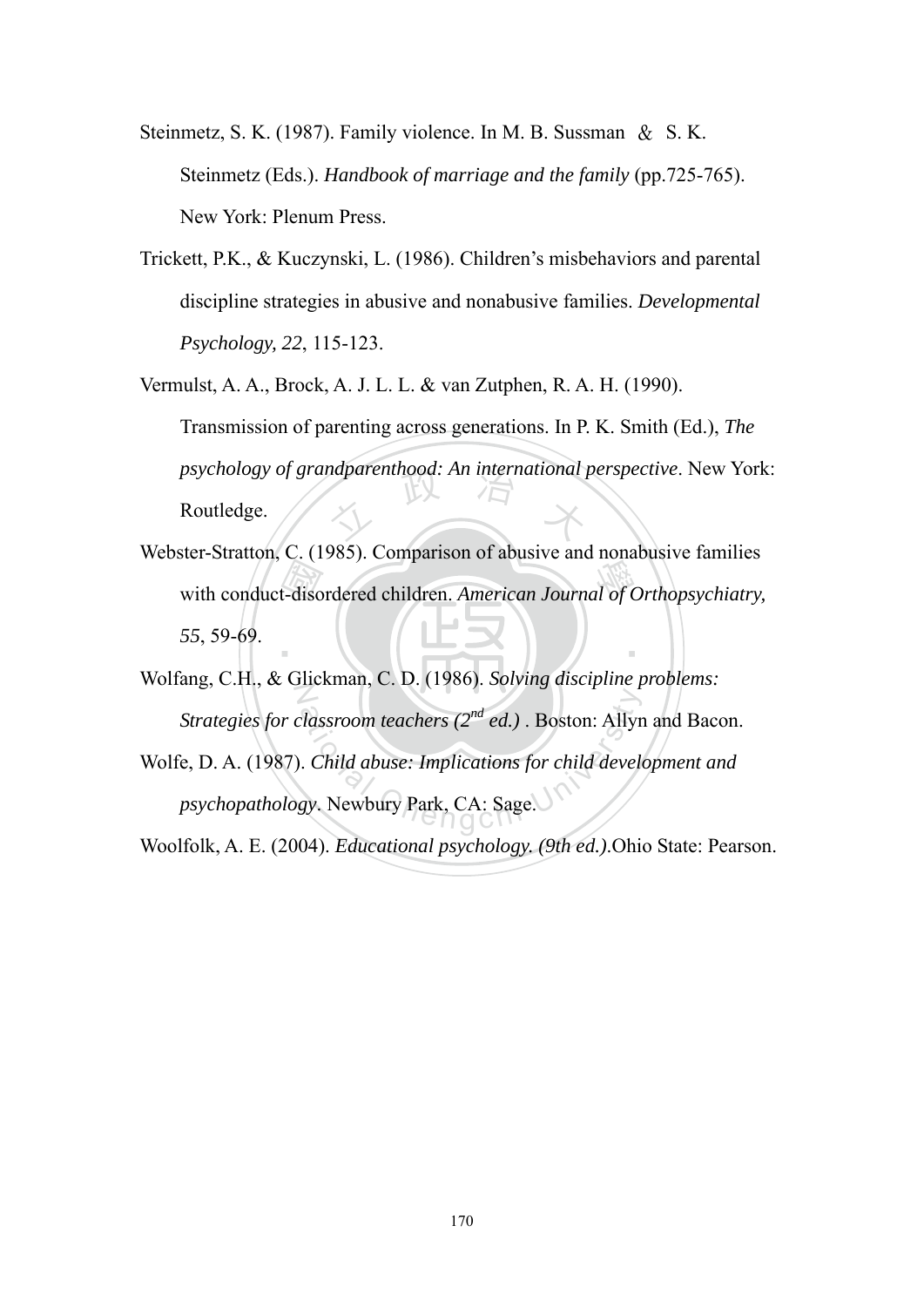Steinmetz, S. K. (1987). Family violence. In M. B. Sussman ＆ S. K. Steinmetz (Eds.). *Handbook of marriage and the family* (pp.725-765). New York: Plenum Press.

Trickett, P.K., & Kuczynski, L. (1986). Children's misbehaviors and parental discipline strategies in abusive and nonabusive families. *Developmental Psychology, 22*, 115-123.

Vermulst, A. A., Brock, A. J. L. L. & van Zutphen, R. A. H. (1990). Transmission of parenting across generations. In P. K. Smith (Ed.), *The psychology of grandparenthood: An international perspective*. New York: Routledge.

Webster-Stratton, C. (1985). Comparison of abusive and nonabusive families with conduct-disordered children. *American Journal of Orthopsychiatry, 55*, 59-69.

Wolfang, C.H., & Glickman, C. D. (1986). *Solving discipline problems: Strategies for classroom teachers ($2^{nd}$ ed.)* . Boston: Allyn and Bacon.

Wolfe, D. A. (1987). *Child abuse: Implications for child development and psychopathology*. Newbury Park, CA: Sage.

Woolfolk, A. E. (2004). *Educational psychology. (9th ed.)*.Ohio State: Pearson.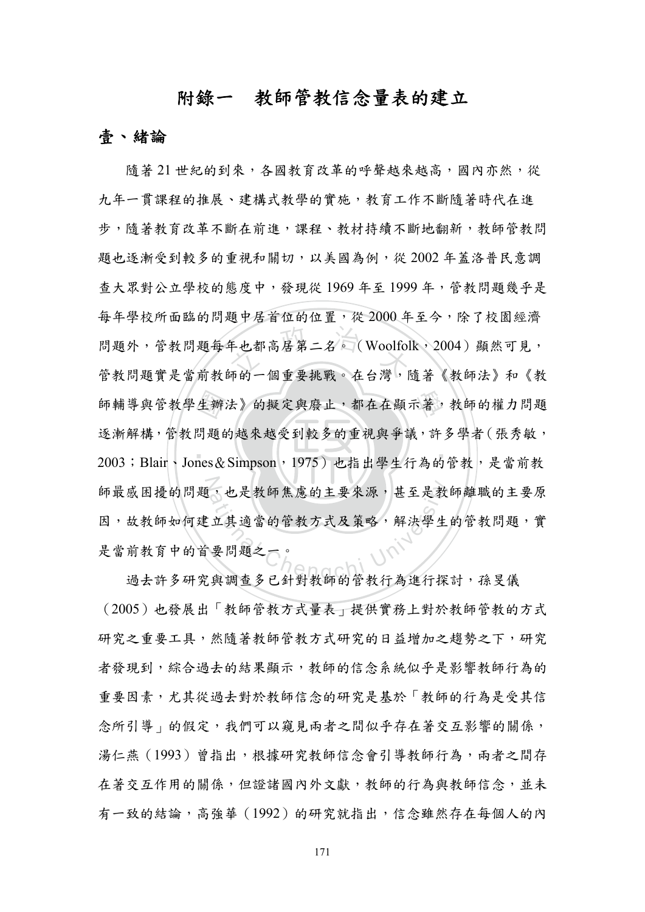# 附錄一　教師管教信念量表的建立

## 壹、緒論

隨著 21 世紀的到來，各國教育改革的呼聲越來越高，國內亦然，從九年一貫課程的推展、建構式教學的實施，教育工作不斷隨著時代在進步，隨著教育改革不斷在前進，課程、教材持續不斷地翻新，教師管教問題也逐漸受到較多的重視和關切，以美國為例，從 2002 年蓋洛普民意調查大眾對公立學校的態度中，發現從 1969 年至 1999 年，管教問題幾乎是每年學校所面臨的問題中居首位的位置，從 2000 年至今，除了校園經濟問題外，管教問題每年也都高居第二名。（Woolfolk，2004）顯然可見，管教問題實是當前教師的一個重要挑戰。在台灣，隨著《教師法》和《教師輔導與管教學生辦法》的擬定與廢止，都在在顯示著，教師的權力問題逐漸解構，管教問題的越來越受到較多的重視與爭議，許多學者（張秀敏，2003；Blair、Jones＆Simpson，1975）也指出學生行為的管教，是當前教師最感困擾的問題，也是教師焦慮的主要來源，甚至是教師離職的主要原因，故教師如何建立其適當的管教方式及策略，解決學生的管教問題，實是當前教育中的首要問題之一。

過去許多研究與調查多已針對教師的管教行為進行探討，孫旻儀（2005）也發展出「教師管教方式量表」提供實務上對於教師管教的方式研究之重要工具，然隨著教師管教方式研究的日益增加之趨勢之下，研究者發現到，綜合過去的結果顯示，教師的信念系統似乎是影響教師行為的重要因素，尤其從過去對於教師信念的研究是基於「教師的行為是受其信念所引導」的假定，我們可以窺見兩者之間似乎存在著交互影響的關係，湯仁燕（1993）曾指出，根據研究教師信念會引導教師行為，兩者之間存在著交互作用的關係，但證諸國內外文獻，教師的行為與教師信念，並未有一致的結論，高強華（1992）的研究就指出，信念雖然存在每個人的內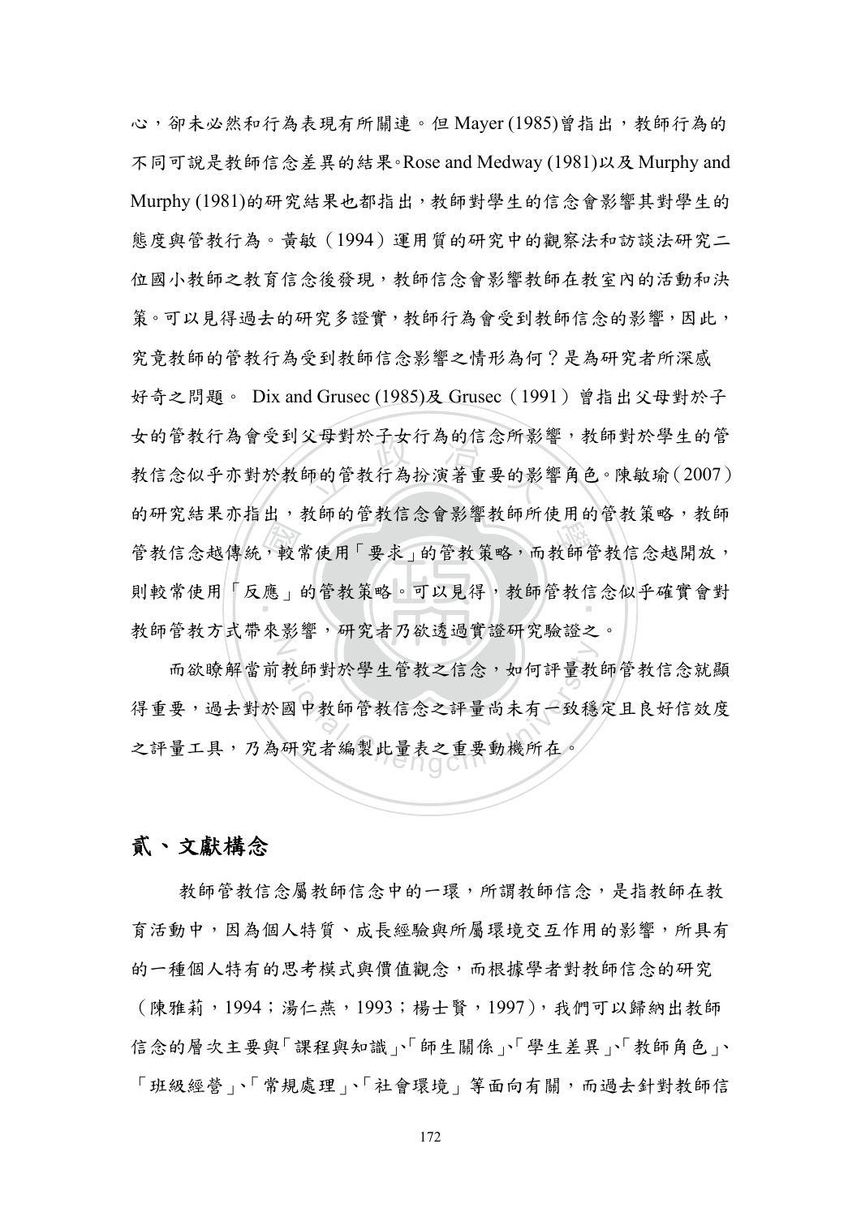心，卻未必然和行為表現有所關連。但 Mayer (1985)曾指出，教師行為的不同可說是教師信念差異的結果。Rose and Medway (1981)以及 Murphy and Murphy (1981)的研究結果也都指出，教師對學生的信念會影響其對學生的態度與管教行為。黃敏（1994）運用質的研究中的觀察法和訪談法研究二位國小教師之教育信念後發現，教師信念會影響教師在教室內的活動和決策。可以見得過去的研究多證實，教師行為會受到教師信念的影響，因此，究竟教師的管教行為受到教師信念影響之情形為何？是為研究者所深感好奇之問題。 Dix and Grusec (1985)及 Grusec（1991）曾指出父母對於子女的管教行為會受到父母對於子女行為的信念所影響，教師對於學生的管教信念似乎亦對於教師的管教行為扮演著重要的影響角色。陳敏瑜（2007）的研究結果亦指出，教師的管教信念會影響教師所使用的管教策略，教師管教信念越傳統，較常使用「要求」的管教策略，而教師管教信念越開放，則較常使用「反應」的管教策略。可以見得，教師管教信念似乎確實會對教師管教方式帶來影響，研究者乃欲透過實證研究驗證之。

而欲瞭解當前教師對於學生管教之信念，如何評量教師管教信念就顯得重要，過去對於國中教師管教信念之評量尚未有一致穩定且良好信效度之評量工具，乃為研究者編製此量表之重要動機所在。

## 貳、文獻構念

教師管教信念屬教師信念中的一環，所謂教師信念，是指教師在教育活動中，因為個人特質、成長經驗與所屬環境交互作用的影響，所具有的一種個人特有的思考模式與價值觀念，而根據學者對教師信念的研究（陳雅莉，1994；湯仁燕，1993；楊士賢，1997），我們可以歸納出教師信念的層次主要與「課程與知識」、「師生關係」、「學生差異」、「教師角色」、「班級經營」、「常規處理」、「社會環境」等面向有關，而過去針對教師信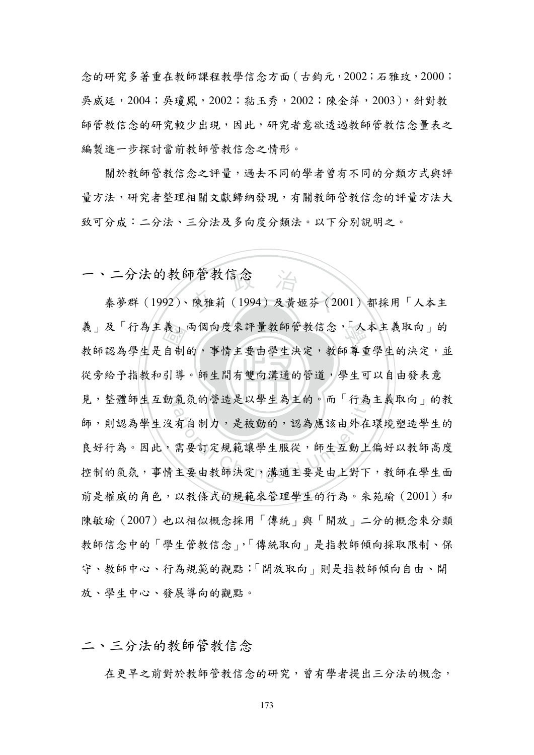念的研究多著重在教師課程教學信念方面（古鈞元，2002；石雅玫，2000；吳威廷，2004；吳瓊鳳，2002；黏玉秀，2002；陳金萍，2003），針對教師管教信念的研究較少出現，因此，研究者意欲透過教師管教信念量表之編製進一步探討當前教師管教信念之情形。

關於教師管教信念之評量，過去不同的學者曾有不同的分類方式與評量方法，研究者整理相關文獻歸納發現，有關教師管教信念的評量方法大致可分成：二分法、三分法及多向度分類法。以下分別說明之。

## 一、二分法的教師管教信念

秦夢群（1992）、陳雅莉（1994）及黃姮芬（2001）都採用「人本主義」及「行為主義」兩個向度來評量教師管教信念，「人本主義取向」的教師認為學生是自制的，事情主要由學生決定，教師尊重學生的決定，並從旁給予指教和引導。師生間有雙向溝通的管道，學生可以自由發表意見，整體師生互動氣氛的營造是以學生為主的。而「行為主義取向」的教師，則認為學生沒有自制力，是被動的，認為應該由外在環境塑造學生的良好行為。因此，需要訂定規範讓學生服從，師生互動上偏好以教師高度控制的氣氛，事情主要由教師決定，溝通主要是由上對下，教師在學生面前是權威的角色，以教條式的規範來管理學生的行為。朱苑瑜（2001）和陳敏瑜（2007）也以相似概念採用「傳統」與「開放」二分的概念來分類教師信念中的「學生管教信念」，「傳統取向」是指教師傾向採取限制、保守、教師中心、行為規範的觀點；「開放取向」則是指教師傾向自由、開放、學生中心、發展導向的觀點。

## 二、三分法的教師管教信念

在更早之前對於教師管教信念的研究，曾有學者提出三分法的概念，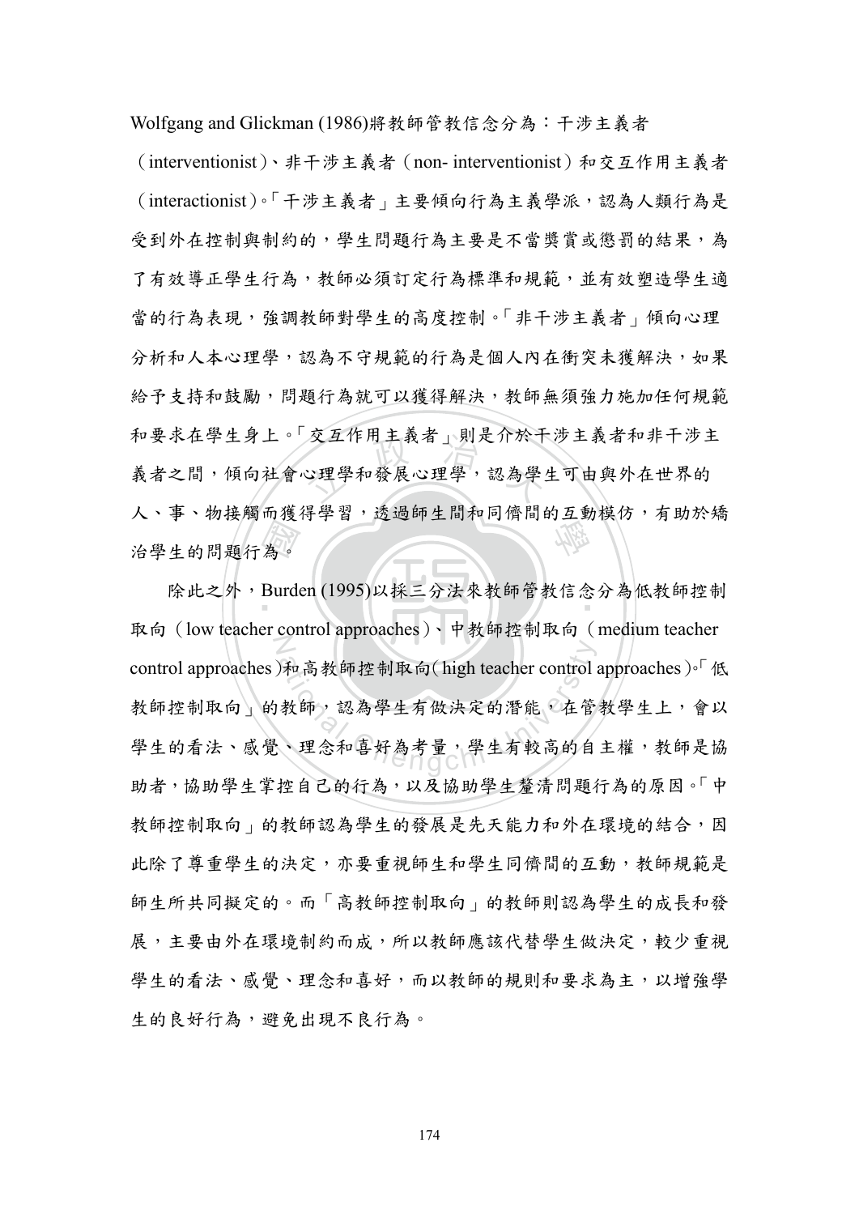Wolfgang and Glickman (1986)將教師管教信念分為：干涉主義者（interventionist）、非干涉主義者（non- interventionist）和交互作用主義者（interactionist）。「干涉主義者」主要傾向行為主義學派，認為人類行為是受到外在控制與制約的，學生問題行為主要是不當獎賞或懲罰的結果，為了有效導正學生行為，教師必須訂定行為標準和規範，並有效塑造學生適當的行為表現，強調教師對學生的高度控制。「非干涉主義者」傾向心理分析和人本心理學，認為不守規範的行為是個人內在衝突未獲解決，如果給予支持和鼓勵，問題行為就可以獲得解決，教師無須強力施加任何規範和要求在學生身上。「交互作用主義者」則是介於干涉主義者和非干涉主義者之間，傾向社會心理學和發展心理學，認為學生可由與外在世界的人、事、物接觸而獲得學習，透過師生間和同儕間的互動模仿，有助於矯治學生的問題行為。

除此之外，Burden (1995)以採三分法來教師管教信念分為低教師控制取向（low teacher control approaches）、中教師控制取向（medium teacher control approaches）和高教師控制取向( high teacher control approaches )。「低教師控制取向」的教師，認為學生有做決定的潛能，在管教學生上，會以學生的看法、感覺、理念和喜好為考量，學生有較高的自主權，教師是協助者，協助學生掌控自己的行為，以及協助學生釐清問題行為的原因。「中教師控制取向」的教師認為學生的發展是先天能力和外在環境的結合，因此除了尊重學生的決定，亦要重視師生和學生同儕間的互動，教師規範是師生所共同擬定的。而「高教師控制取向」的教師則認為學生的成長和發展，主要由外在環境制約而成，所以教師應該代替學生做決定，較少重視學生的看法、感覺、理念和喜好，而以教師的規則和要求為主，以增強學生的良好行為，避免出現不良行為。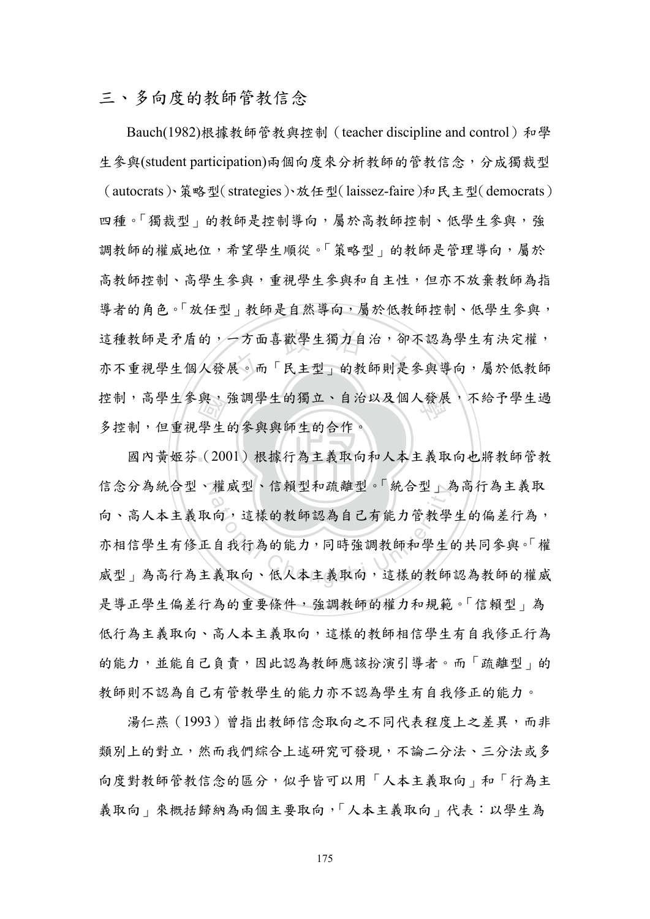## 三、多向度的教師管教信念

Bauch(1982)根據教師管教與控制（teacher discipline and control）和學生參與(student participation)兩個向度來分析教師的管教信念，分成獨裁型（autocrats）、策略型（strategies）、放任型（laissez-faire）和民主型（democrats）四種。「獨裁型」的教師是控制導向，屬於高教師控制、低學生參與，強調教師的權威地位，希望學生順從。「策略型」的教師是管理導向，屬於高教師控制、高學生參與，重視學生參與和自主性，但亦不放棄教師為指導者的角色。「放任型」教師是自然導向，屬於低教師控制、低學生參與，這種教師是矛盾的，一方面喜歡學生獨力自治，卻不認為學生有決定權，亦不重視學生個人發展。而「民主型」的教師則是參與導向，屬於低教師控制，高學生參與，強調學生的獨立、自治以及個人發展，不給予學生過多控制，但重視學生的參與與師生的合作。

國內黃姬芬（2001）根據行為主義取向和人本主義取向也將教師管教信念分為統合型、權威型、信賴型和疏離型。「統合型」為高行為主義取向、高人本主義取向，這樣的教師認為自己有能力管教學生的偏差行為，亦相信學生有修正自我行為的能力，同時強調教師和學生的共同參與。「權威型」為高行為主義取向、低人本主義取向，這樣的教師認為教師的權威是導正學生偏差行為的重要條件，強調教師的權力和規範。「信賴型」為低行為主義取向、高人本主義取向，這樣的教師相信學生有自我修正行為的能力，並能自己負責，因此認為教師應該扮演引導者。而「疏離型」的教師則不認為自己有管教學生的能力亦不認為學生有自我修正的能力。

湯仁燕（1993）曾指出教師信念取向之不同代表程度上之差異，而非類別上的對立，然而我們綜合上述研究可發現，不論二分法、三分法或多向度對教師管教信念的區分，似乎皆可以用「人本主義取向」和「行為主義取向」來概括歸納為兩個主要取向，「人本主義取向」代表：以學生為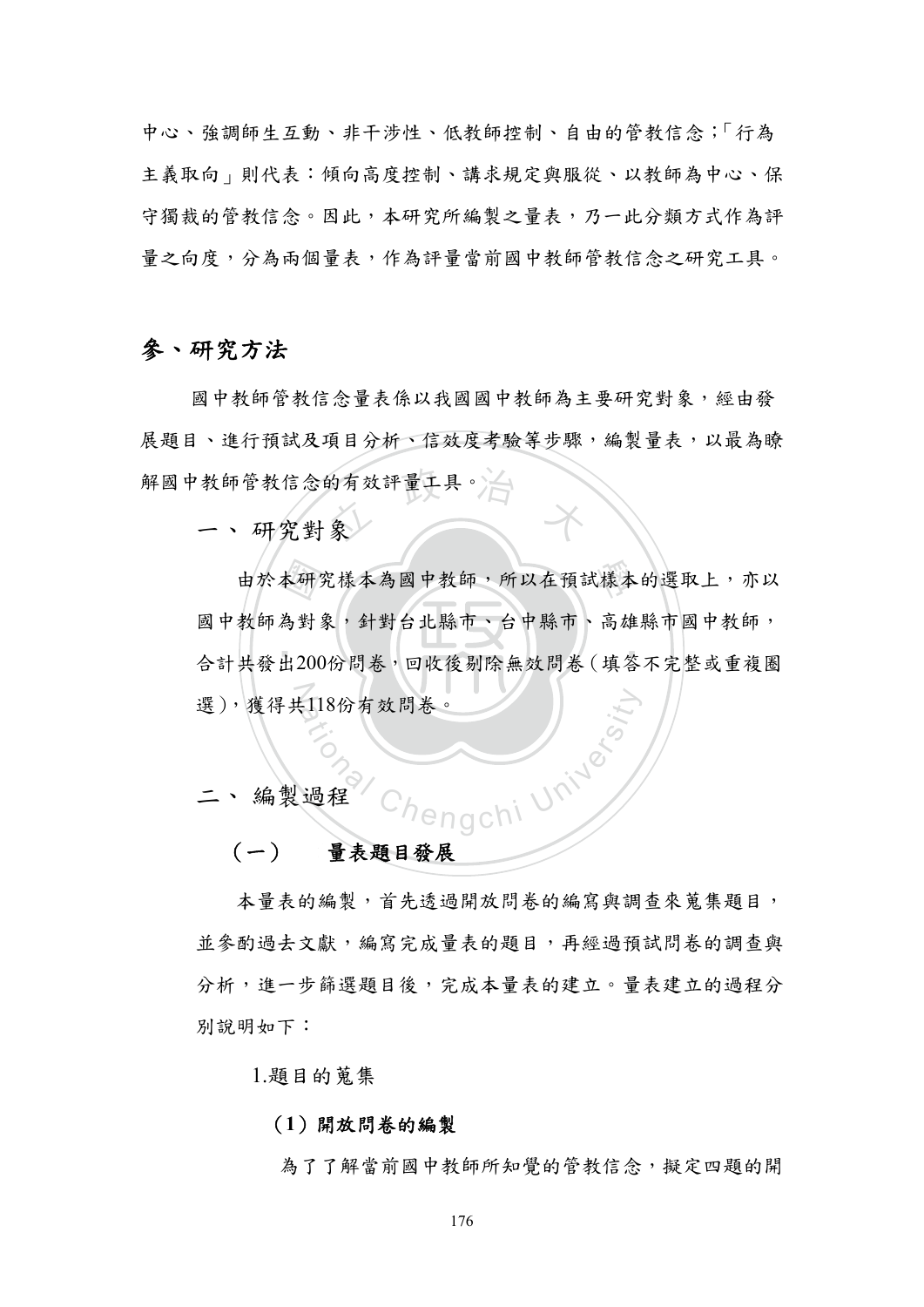中心、強調師生互動、非干涉性、低教師控制、自由的管教信念；「行為主義取向」則代表：傾向高度控制、講求規定與服從、以教師為中心、保守獨裁的管教信念。因此，本研究所編製之量表，乃一此分類方式作為評量之向度，分為兩個量表，作為評量當前國中教師管教信念之研究工具。

## 參、研究方法

國中教師管教信念量表係以我國國中教師為主要研究對象，經由發展題目、進行預試及項目分析、信效度考驗等步驟，編製量表，以最為瞭解國中教師管教信念的有效評量工具。

### 一、研究對象

由於本研究樣本為國中教師，所以在預試樣本的選取上，亦以國中教師為對象，針對台北縣市、台中縣市、高雄縣市國中教師，合計共發出200份問卷，回收後剔除無效問卷（填答不完整或重複圈選），獲得共118份有效問卷。

### 二、編製過程

#### （一） 量表題目發展

本量表的編製，首先透過開放問卷的編寫與調查來蒐集題目，並參酌過去文獻，編寫完成量表的題目，再經過預試問卷的調查與分析，進一步篩選題目後，完成本量表的建立。量表建立的過程分別說明如下：

1.題目的蒐集

**（1）開放問卷的編製**

為了了解當前國中教師所知覺的管教信念，擬定四題的開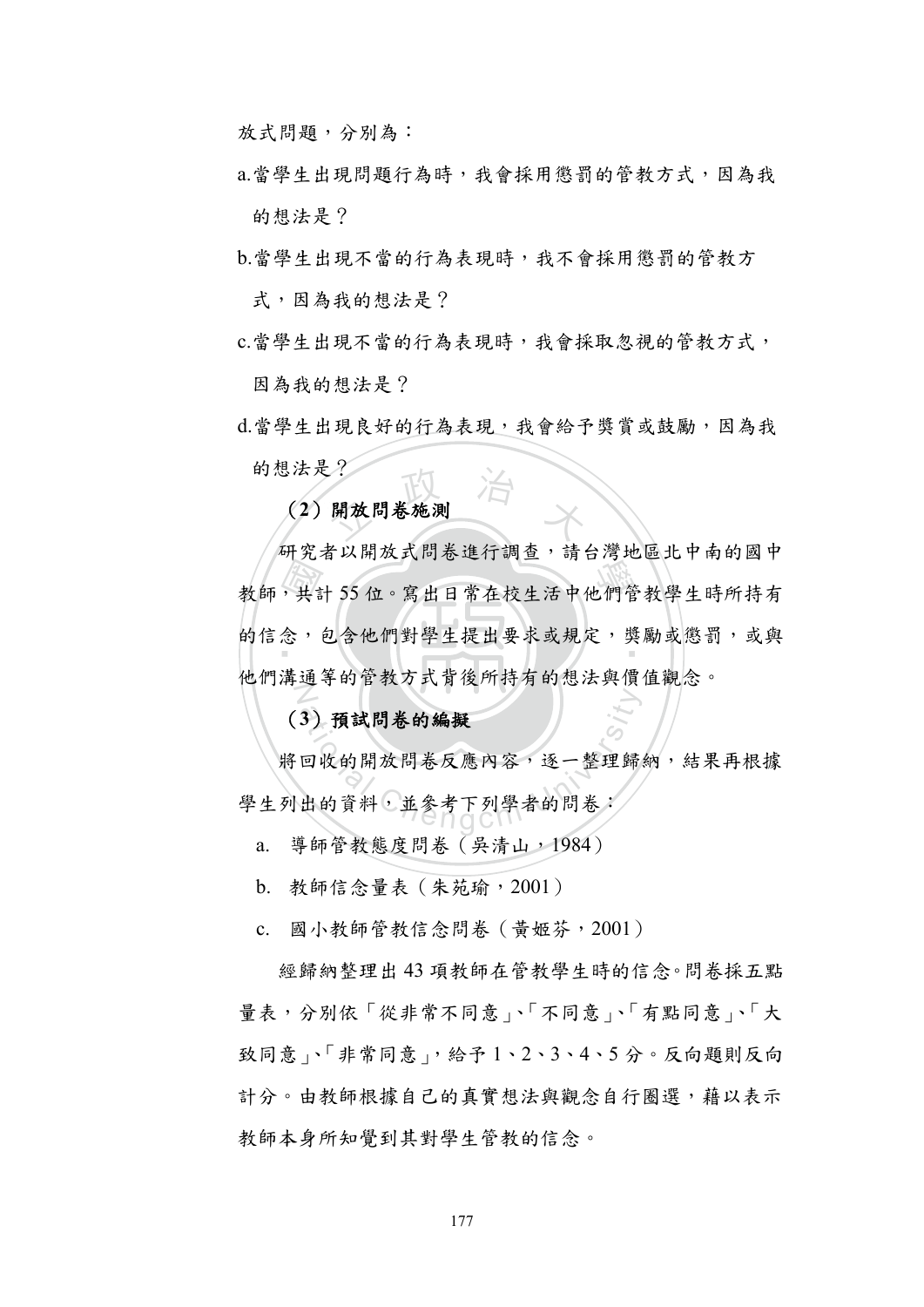放式問題，分別為：

a.當學生出現問題行為時，我會採用懲罰的管教方式，因為我的想法是？

b.當學生出現不當的行為表現時，我不會採用懲罰的管教方式，因為我的想法是？

c.當學生出現不當的行為表現時，我會採取忽視的管教方式，因為我的想法是？

d.當學生出現良好的行為表現，我會給予獎賞或鼓勵，因為我的想法是？

**（2）開放問卷施測**

研究者以開放式問卷進行調查，請台灣地區北中南的國中教師，共計 55 位。寫出日常在校生活中他們管教學生時所持有的信念，包含他們對學生提出要求或規定，獎勵或懲罰，或與他們溝通等的管教方式背後所持有的想法與價值觀念。

**（3）預試問卷的編擬**

將回收的開放問卷反應內容，逐一整理歸納，結果再根據學生列出的資料，並參考下列學者的問卷：

a. 導師管教態度問卷（吳清山，1984）

b. 教師信念量表（朱苑瑜，2001）

c. 國小教師管教信念問卷（黃姬芬，2001）

經歸納整理出 43 項教師在管教學生時的信念。問卷採五點量表，分別依「從非常不同意」、「不同意」、「有點同意」、「大致同意」、「非常同意」，給予 1、2、3、4、5 分。反向題則反向計分。由教師根據自己的真實想法與觀念自行圈選，藉以表示教師本身所知覺到其對學生管教的信念。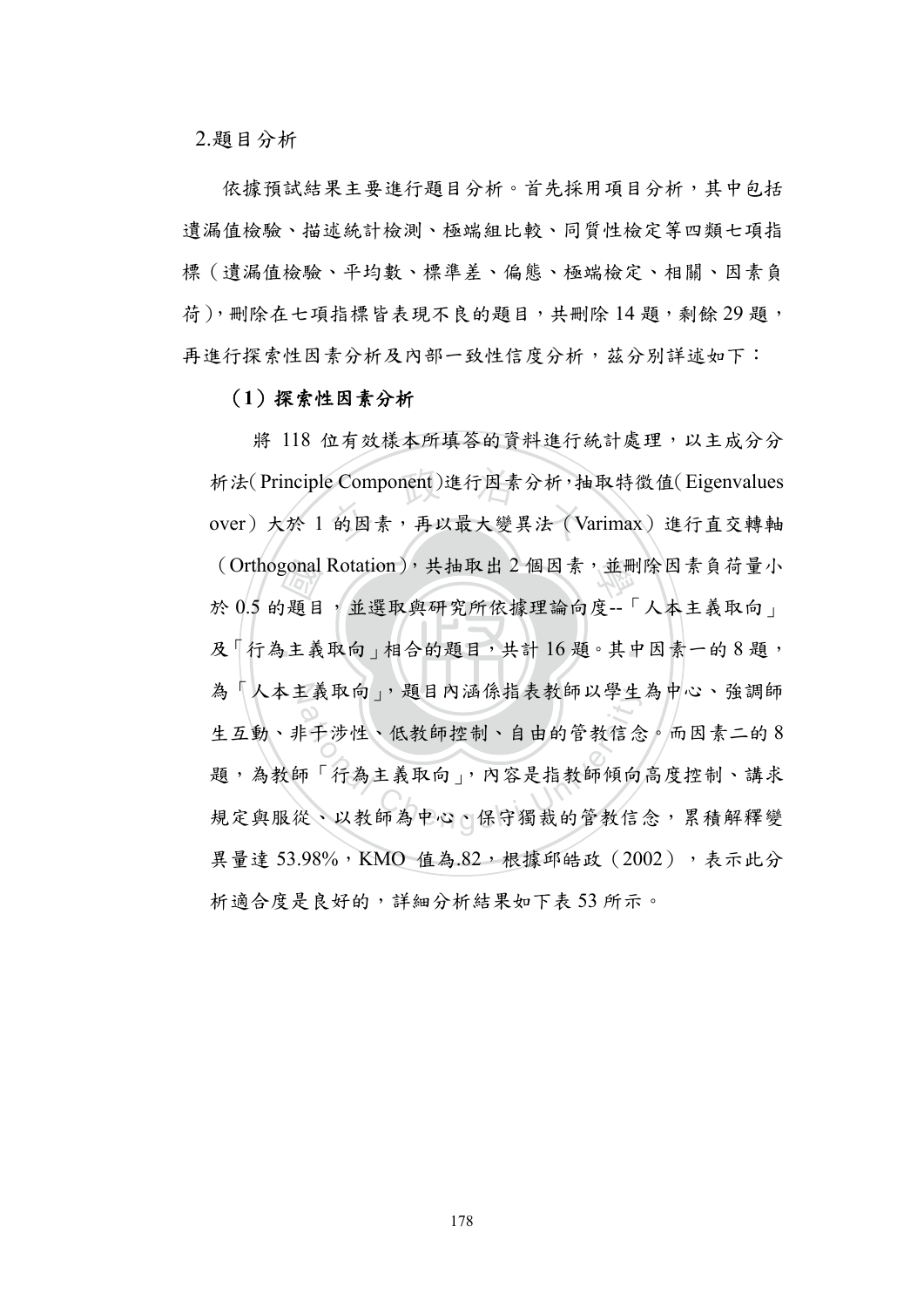2.題目分析

依據預試結果主要進行題目分析。首先採用項目分析，其中包括遺漏值檢驗、描述統計檢測、極端組比較、同質性檢定等四類七項指標（遺漏值檢驗、平均數、標準差、偏態、極端檢定、相關、因素負荷），刪除在七項指標皆表現不良的題目，共刪除 14 題，剩餘 29 題，再進行探索性因素分析及內部一致性信度分析，茲分別詳述如下：

**（1）探索性因素分析**

將 118 位有效樣本所填答的資料進行統計處理，以主成分分析法(Principle Component)進行因素分析，抽取特徵值(Eigenvalues over）大於 1 的因素，再以最大變異法（Varimax）進行直交轉軸（Orthogonal Rotation），共抽取出 2 個因素，並刪除因素負荷量小於 0.5 的題目，並選取與研究所依據理論向度--「人本主義取向」及「行為主義取向」相合的題目，共計 16 題。其中因素一的 8 題，為「人本主義取向」，題目內涵係指表教師以學生為中心、強調師生互動、非干涉性、低教師控制、自由的管教信念。而因素二的 8 題，為教師「行為主義取向」，內容是指教師傾向高度控制、講求規定與服從、以教師為中心、保守獨裁的管教信念，累積解釋變異量達 53.98%，KMO 值為.82，根據邱皓政（2002），表示此分析適合度是良好的，詳細分析結果如下表 53 所示。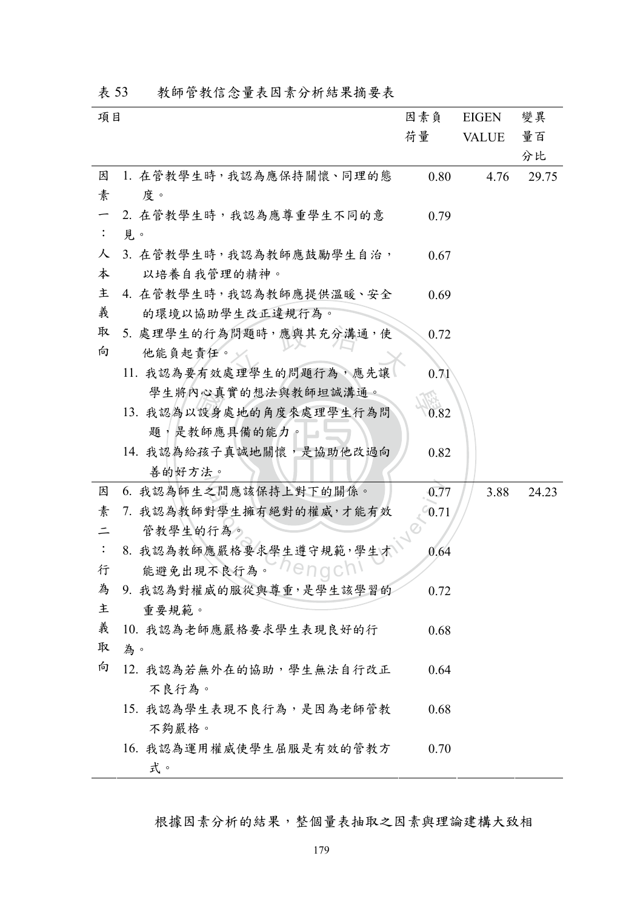表 53　　教師管教信念量表因素分析結果摘要表

| 項目 | | 因素負荷量 | EIGEN VALUE | 變異量百分比 |
|---|---|---|---|---|
| 因素一：人本主義取向 | 1. 在管教學生時，我認為應保持關懷、同理的態度。 | 0.80 | 4.76 | 29.75 |
| | 2. 在管教學生時，我認為應尊重學生不同的意見。 | 0.79 | | |
| | 3. 在管教學生時，我認為教師應鼓勵學生自治，以培養自我管理的精神。 | 0.67 | | |
| | 4. 在管教學生時，我認為教師應提供溫暖、安全的環境以協助學生改正違規行為。 | 0.69 | | |
| | 5. 處理學生的行為問題時，應與其充分溝通，使他能負起責任。 | 0.72 | | |
| | 11. 我認為要有效處理學生的問題行為，應先讓學生將內心真實的想法與教師坦誠溝通。 | 0.71 | | |
| | 13. 我認為以設身處地的角度來處理學生行為問題，是教師應具備的能力。 | 0.82 | | |
| | 14. 我認為給孩子真誠地關懷，是協助他改過向善的好方法。 | 0.82 | | |
| 因素二：行為主義取向 | 6. 我認為師生之間應該保持上對下的關係。 | 0.77 | 3.88 | 24.23 |
| | 7. 我認為教師對學生擁有絕對的權威，才能有效管教學生的行為。 | 0.71 | | |
| | 8. 我認為教師應嚴格要求學生遵守規範，學生才能避免出現不良行為。 | 0.64 | | |
| | 9. 我認為對權威的服從與尊重，是學生該學習的重要規範。 | 0.72 | | |
| | 10. 我認為老師應嚴格要求學生表現良好的行為。 | 0.68 | | |
| | 12. 我認為若無外在的協助，學生無法自行改正不良行為。 | 0.64 | | |
| | 15. 我認為學生表現不良行為，是因為老師管教不夠嚴格。 | 0.68 | | |
| | 16. 我認為運用權威使學生屈服是有效的管教方式。 | 0.70 | | |

根據因素分析的結果，整個量表抽取之因素與理論建構大致相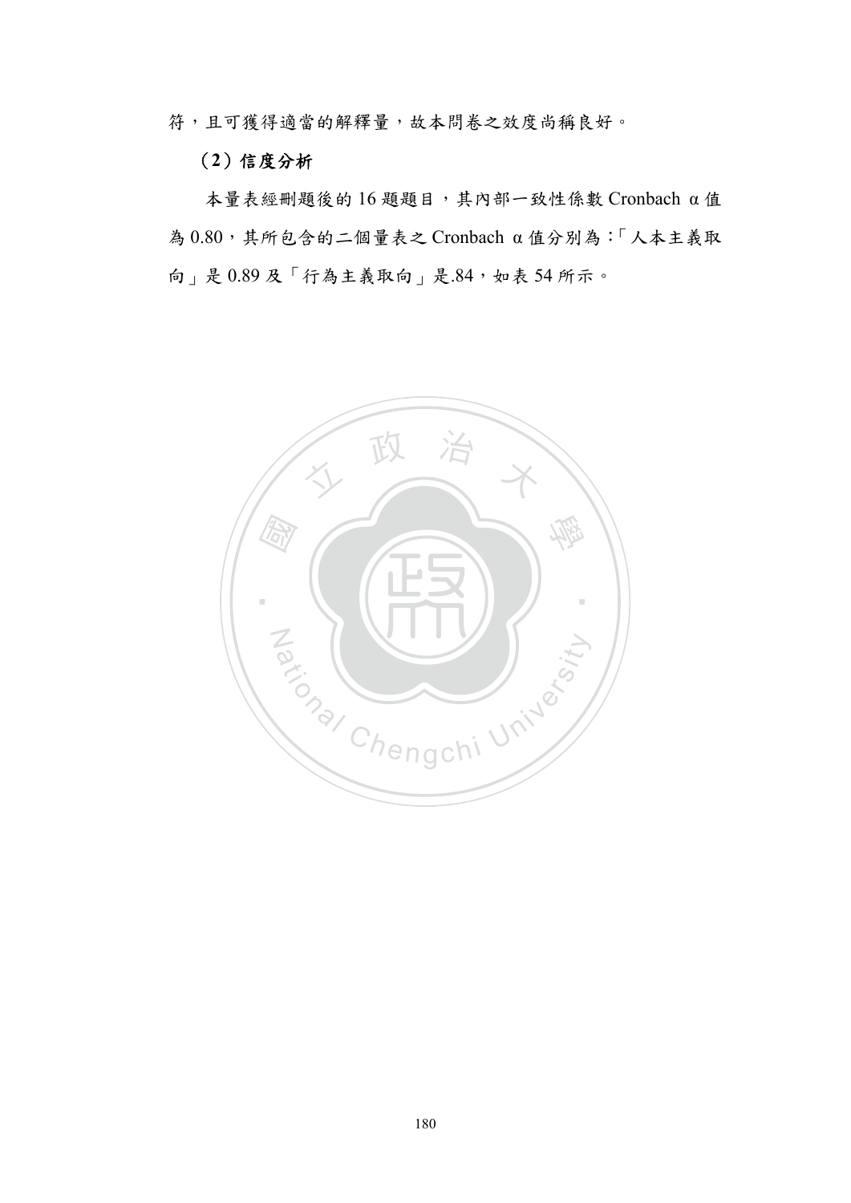符，且可獲得適當的解釋量，故本問卷之效度尚稱良好。

**（2）信度分析**

本量表經刪題後的 16 題題目，其內部一致性係數 Cronbach α 值為 0.80，其所包含的二個量表之 Cronbach α 值分別為：「人本主義取向」是 0.89 及「行為主義取向」是.84，如表 54 所示。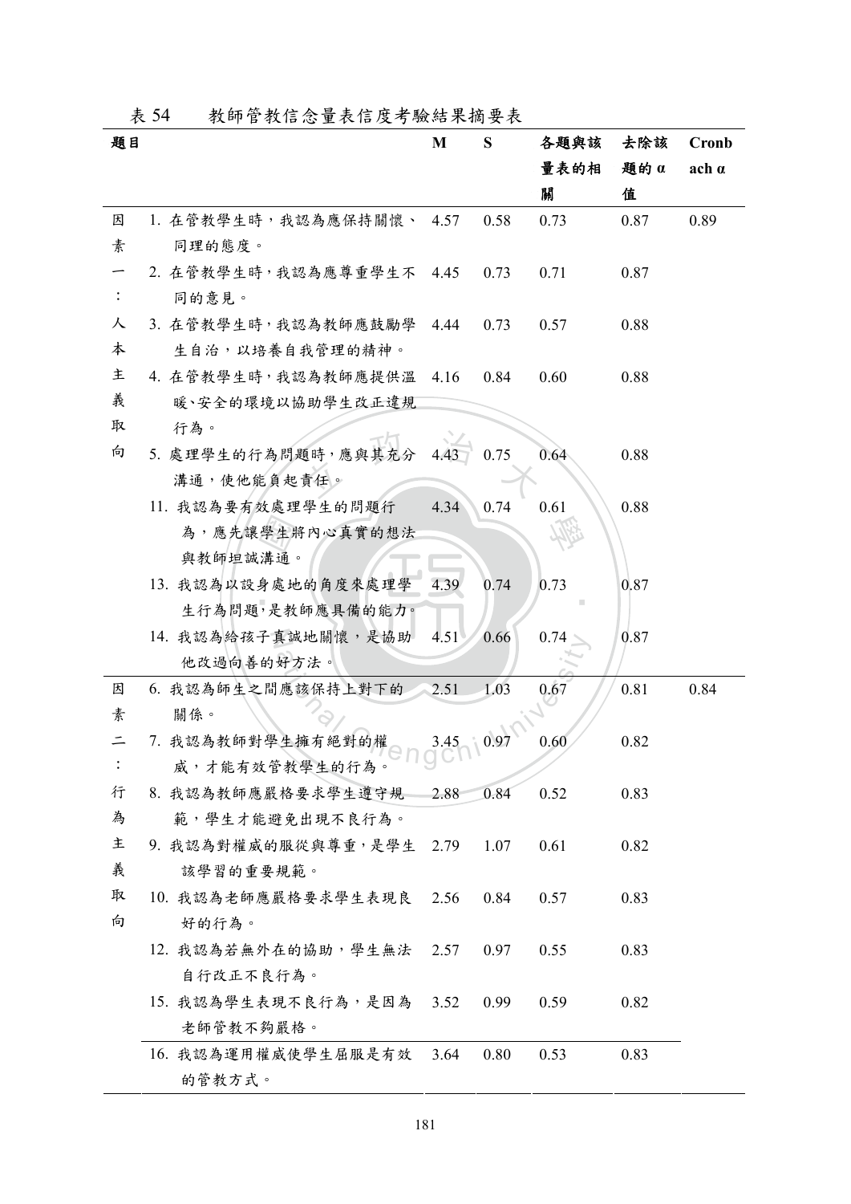表 54　教師管教信念量表信度考驗結果摘要表

| 題目 | | M | S | 各題與該量表的相關 | 去除該題的 α 值 | Cronbach α |
|---|---|---|---|---|---|---|
| 因素一：人本主義取向 | 1. 在管教學生時，我認為應保持關懷、同理的態度。 | 4.57 | 0.58 | 0.73 | 0.87 | 0.89 |
| | 2. 在管教學生時，我認為應尊重學生不同的意見。 | 4.45 | 0.73 | 0.71 | 0.87 | |
| | 3. 在管教學生時，我認為教師應鼓勵學生自治，以培養自我管理的精神。 | 4.44 | 0.73 | 0.57 | 0.88 | |
| | 4. 在管教學生時，我認為教師應提供溫暖、安全的環境以協助學生改正違規行為。 | 4.16 | 0.84 | 0.60 | 0.88 | |
| | 5. 處理學生的行為問題時，應與其充分溝通，使他能負起責任。 | 4.43 | 0.75 | 0.64 | 0.88 | |
| | 11. 我認為要有效處理學生的問題行為，應先讓學生將內心真實的想法與教師坦誠溝通。 | 4.34 | 0.74 | 0.61 | 0.88 | |
| | 13. 我認為以設身處地的角度來處理學生行為問題，是教師應具備的能力。 | 4.39 | 0.74 | 0.73 | 0.87 | |
| | 14. 我認為給孩子真誠地關懷，是協助他改過向善的好方法。 | 4.51 | 0.66 | 0.74 | 0.87 | |
| 因素二：行為主義取向 | 6. 我認為師生之間應該保持上對下的關係。 | 2.51 | 1.03 | 0.67 | 0.81 | 0.84 |
| | 7. 我認為教師對學生擁有絕對的權威，才能有效管教學生的行為。 | 3.45 | 0.97 | 0.60 | 0.82 | |
| | 8. 我認為教師應嚴格要求學生遵守規範，學生才能避免出現不良行為。 | 2.88 | 0.84 | 0.52 | 0.83 | |
| | 9. 我認為對權威的服從與尊重，是學生該學習的重要規範。 | 2.79 | 1.07 | 0.61 | 0.82 | |
| | 10. 我認為老師應嚴格要求學生表現良好的行為。 | 2.56 | 0.84 | 0.57 | 0.83 | |
| | 12. 我認為若無外在的協助，學生無法自行改正不良行為。 | 2.57 | 0.97 | 0.55 | 0.83 | |
| | 15. 我認為學生表現不良行為，是因為老師管教不夠嚴格。 | 3.52 | 0.99 | 0.59 | 0.82 | |
| | 16. 我認為運用權威使學生屈服是有效的管教方式。 | 3.64 | 0.80 | 0.53 | 0.83 | |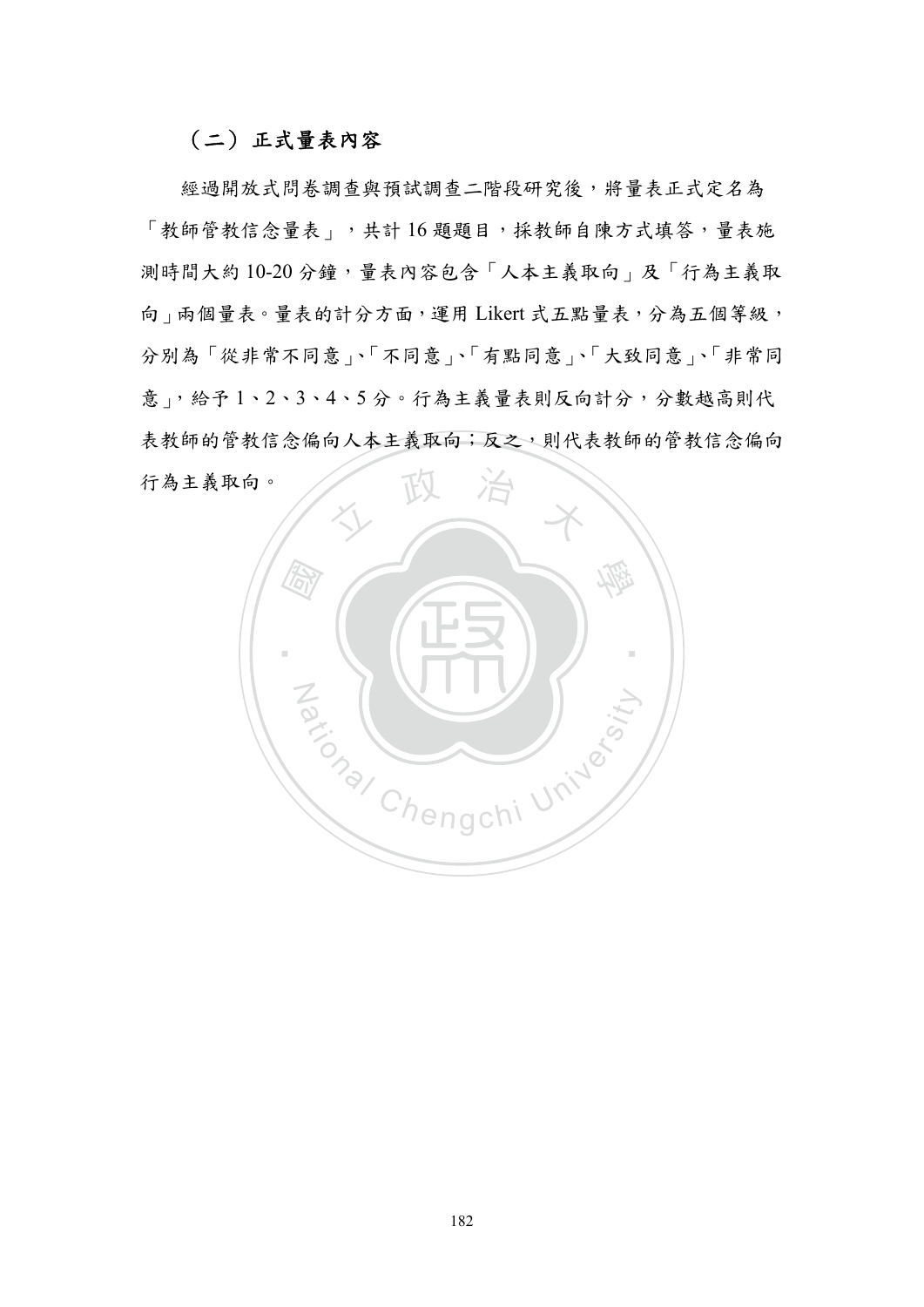### （二）正式量表內容

經過開放式問卷調查與預試調查二階段研究後，將量表正式定名為「教師管教信念量表」，共計 16 題題目，採教師自陳方式填答，量表施測時間大約 10-20 分鐘，量表內容包含「人本主義取向」及「行為主義取向」兩個量表。量表的計分方面，運用 Likert 式五點量表，分為五個等級，分別為「從非常不同意」、「不同意」、「有點同意」、「大致同意」、「非常同意」，給予 1、2、3、4、5 分。行為主義量表則反向計分，分數越高則代表教師的管教信念偏向人本主義取向；反之，則代表教師的管教信念偏向行為主義取向。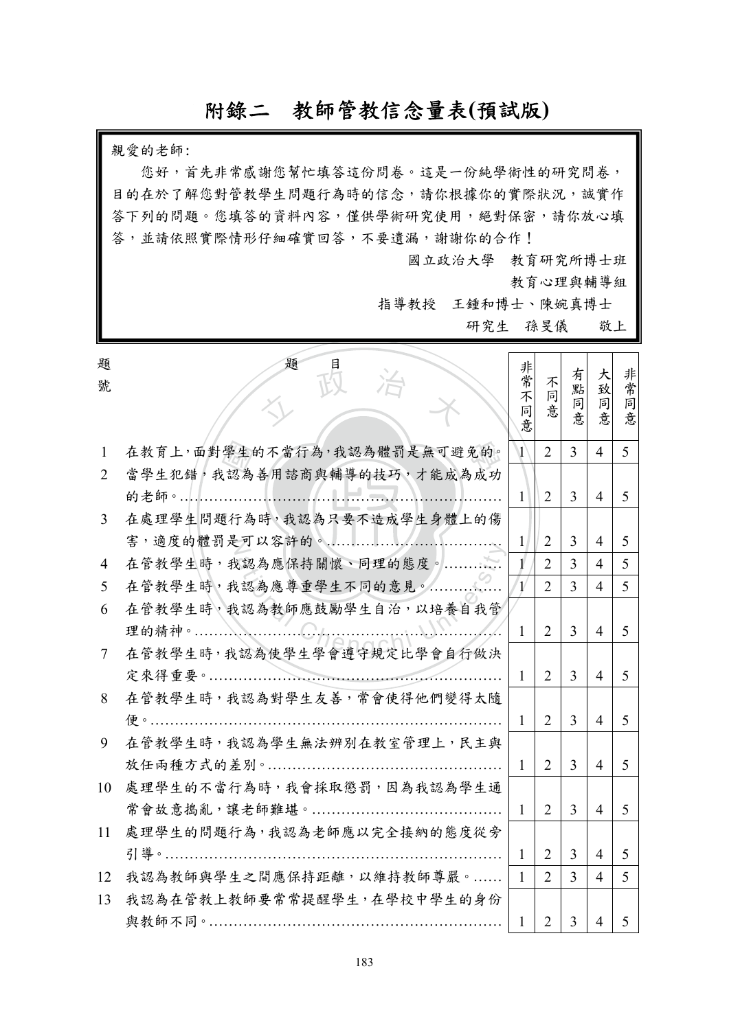# 附錄二　教師管教信念量表(預試版)

親愛的老師:

您好，首先非常感謝您幫忙填答這份問卷。這是一份純學術性的研究問卷，目的在於了解您對管教學生問題行為時的信念，請你根據你的實際狀況，誠實作答下列的問題。您填答的資料內容，僅供學術研究使用，絕對保密，請你放心填答，並請依照實際情形仔細確實回答，不要遺漏，謝謝你的合作！

國立政治大學　教育研究所博士班

教育心理與輔導組

指導教授　王鍾和博士、陳婉真博士

研究生　孫旻儀　　敬上

| 題號 | 題　目 | 非常不同意 | 不同意 | 有點同意 | 大致同意 | 非常同意 |
|---|---|---|---|---|---|---|
| 1 | 在教育上，面對學生的不當行為，我認為體罰是無可避免的。 | 1 | 2 | 3 | 4 | 5 |
| 2 | 當學生犯錯，我認為善用諮商與輔導的技巧，才能成為成功的老師。…… | 1 | 2 | 3 | 4 | 5 |
| 3 | 在處理學生問題行為時，我認為只要不造成學生身體上的傷害，適度的體罰是可以容許的。…… | 1 | 2 | 3 | 4 | 5 |
| 4 | 在管教學生時，我認為應保持關懷、同理的態度。…… | 1 | 2 | 3 | 4 | 5 |
| 5 | 在管教學生時，我認為應尊重學生不同的意見。…… | 1 | 2 | 3 | 4 | 5 |
| 6 | 在管教學生時，我認為教師應鼓勵學生自治，以培養自我管理的精神。…… | 1 | 2 | 3 | 4 | 5 |
| 7 | 在管教學生時，我認為使學生學會遵守規定比學會自行做決定來得重要。…… | 1 | 2 | 3 | 4 | 5 |
| 8 | 在管教學生時，我認為對學生友善，常會使得他們變得太隨便。…… | 1 | 2 | 3 | 4 | 5 |
| 9 | 在管教學生時，我認為學生無法辨別在教室管理上，民主與放任兩種方式的差別。…… | 1 | 2 | 3 | 4 | 5 |
| 10 | 處理學生的不當行為時，我會採取懲罰，因為我認為學生通常會故意搗亂，讓老師難堪。…… | 1 | 2 | 3 | 4 | 5 |
| 11 | 處理學生的問題行為，我認為老師應以完全接納的態度從旁引導。…… | 1 | 2 | 3 | 4 | 5 |
| 12 | 我認為教師與學生之間應保持距離，以維持教師尊嚴。…… | 1 | 2 | 3 | 4 | 5 |
| 13 | 我認為在管教上教師要常常提醒學生，在學校中學生的身份與教師不同。…… | 1 | 2 | 3 | 4 | 5 |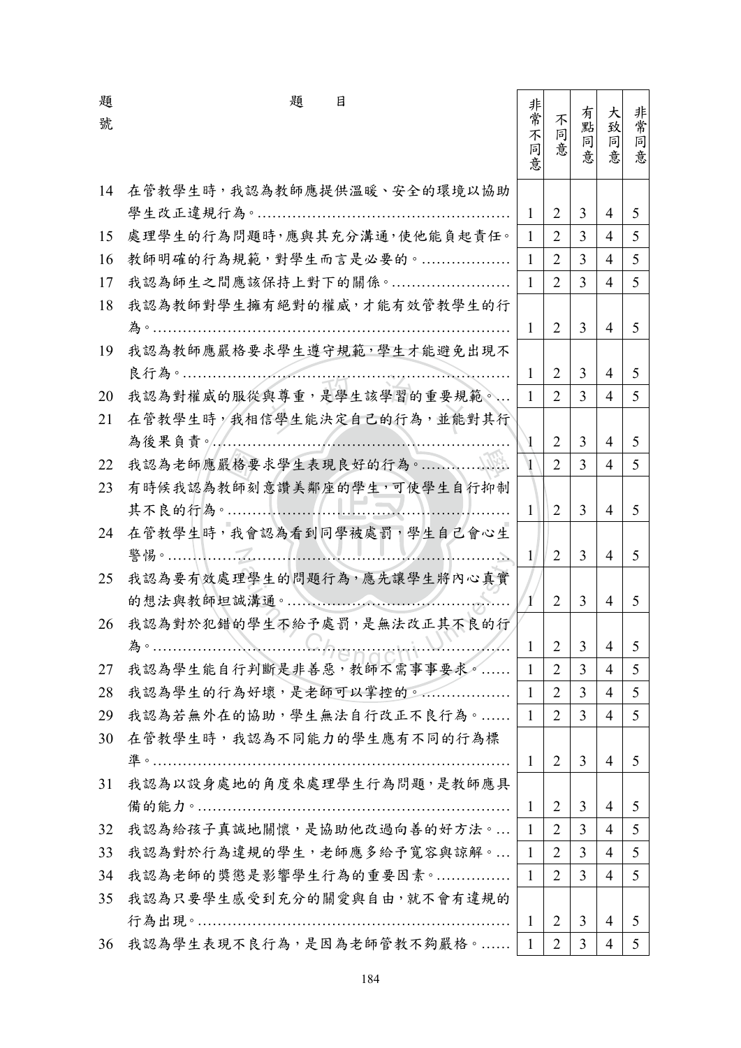| 題號 | 題　目 | 非常不同意 | 不同意 | 有點同意 | 大致同意 | 非常同意 |
|---|---|---|---|---|---|---|
| 14 | 在管教學生時，我認為教師應提供溫暖、安全的環境以協助學生改正違規行為。…………………………………………… | 1 | 2 | 3 | 4 | 5 |
| 15 | 處理學生的行為問題時，應與其充分溝通，使他能負起責任。 | 1 | 2 | 3 | 4 | 5 |
| 16 | 教師明確的行為規範，對學生而言是必要的。……………… | 1 | 2 | 3 | 4 | 5 |
| 17 | 我認為師生之間應該保持上對下的關係。…………………… | 1 | 2 | 3 | 4 | 5 |
| 18 | 我認為教師對學生擁有絕對的權威，才能有效管教學生的行為。…………………………………………………………… | 1 | 2 | 3 | 4 | 5 |
| 19 | 我認為教師應嚴格要求學生遵守規範，學生才能避免出現不良行為。………………………………………………………… | 1 | 2 | 3 | 4 | 5 |
| 20 | 我認為對權威的服從與尊重，是學生該學習的重要規範。… | 1 | 2 | 3 | 4 | 5 |
| 21 | 在管教學生時，我相信學生能決定自己的行為，並能對其行為後果負責。…………………………………………………… | 1 | 2 | 3 | 4 | 5 |
| 22 | 我認為老師應嚴格要求學生表現良好的行為。……………… | 1 | 2 | 3 | 4 | 5 |
| 23 | 有時候我認為教師刻意讚美鄰座的學生，可使學生自行抑制其不良的行為。………………………………………………… | 1 | 2 | 3 | 4 | 5 |
| 24 | 在管教學生時，我會認為看到同學被處罰，學生自己會心生警惕。…………………………………………………………… | 1 | 2 | 3 | 4 | 5 |
| 25 | 我認為要有效處理學生的問題行為，應先讓學生將內心真實的想法與教師坦誠溝通。……………………………………… | 1 | 2 | 3 | 4 | 5 |
| 26 | 我認為對於犯錯的學生不給予處罰，是無法改正其不良的行為。…………………………………………………………… | 1 | 2 | 3 | 4 | 5 |
| 27 | 我認為學生能自行判斷是非善惡，教師不需事事要求。…… | 1 | 2 | 3 | 4 | 5 |
| 28 | 我認為學生的行為好壞，是老師可以掌控的。……………… | 1 | 2 | 3 | 4 | 5 |
| 29 | 我認為若無外在的協助，學生無法自行改正不良行為。…… | 1 | 2 | 3 | 4 | 5 |
| 30 | 在管教學生時，我認為不同能力的學生應有不同的行為標準。…………………………………………………………… | 1 | 2 | 3 | 4 | 5 |
| 31 | 我認為以設身處地的角度來處理學生行為問題，是教師應具備的能力。………………………………………………………… | 1 | 2 | 3 | 4 | 5 |
| 32 | 我認為給孩子真誠地關懷，是協助他改過向善的好方法。… | 1 | 2 | 3 | 4 | 5 |
| 33 | 我認為對於行為違規的學生，老師應多給予寬容與諒解。… | 1 | 2 | 3 | 4 | 5 |
| 34 | 我認為老師的獎懲是影響學生行為的重要因素。…………… | 1 | 2 | 3 | 4 | 5 |
| 35 | 我認為只要學生感受到充分的關愛與自由，就不會有違規的行為出現。………………………………………………………… | 1 | 2 | 3 | 4 | 5 |
| 36 | 我認為學生表現不良行為，是因為老師管教不夠嚴格。…… | 1 | 2 | 3 | 4 | 5 |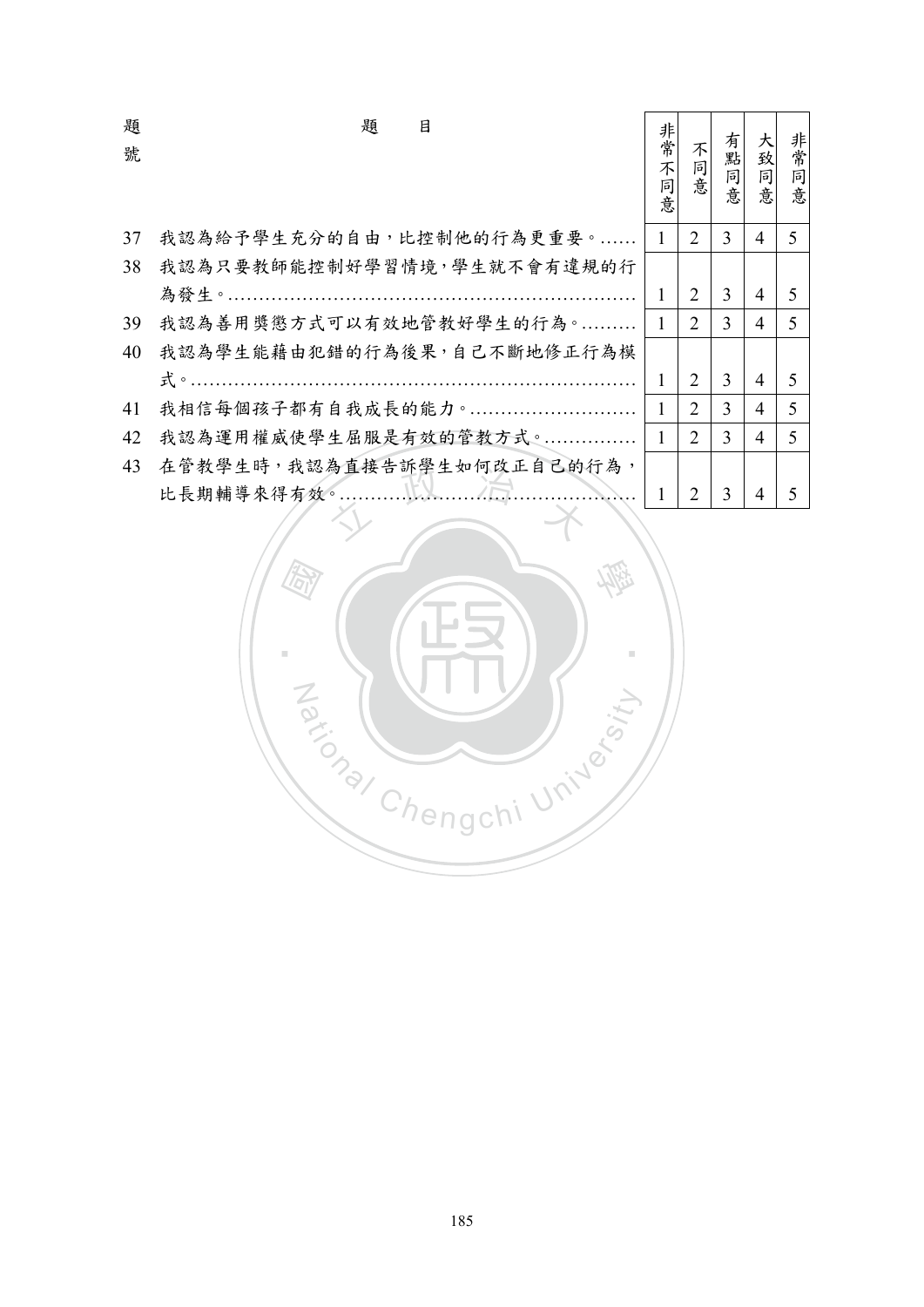| 題號 | 題　目 | 非常不同意 | 不同意 | 有點同意 | 大致同意 | 非常同意 |
|---|---|---|---|---|---|---|
| 37 | 我認為給予學生充分的自由，比控制他的行為更重要。…… | 1 | 2 | 3 | 4 | 5 |
| 38 | 我認為只要教師能控制好學習情境，學生就不會有違規的行為發生。………………………………………………………… | 1 | 2 | 3 | 4 | 5 |
| 39 | 我認為善用獎懲方式可以有效地管教好學生的行為。……… | 1 | 2 | 3 | 4 | 5 |
| 40 | 我認為學生能藉由犯錯的行為後果，自己不斷地修正行為模式。……………………………………………………………… | 1 | 2 | 3 | 4 | 5 |
| 41 | 我相信每個孩子都有自我成長的能力。……………………… | 1 | 2 | 3 | 4 | 5 |
| 42 | 我認為運用權威使學生屈服是有效的管教方式。…………… | 1 | 2 | 3 | 4 | 5 |
| 43 | 在管教學生時，我認為直接告訴學生如何改正自己的行為，比長期輔導來得有效。……………………………………… | 1 | 2 | 3 | 4 | 5 |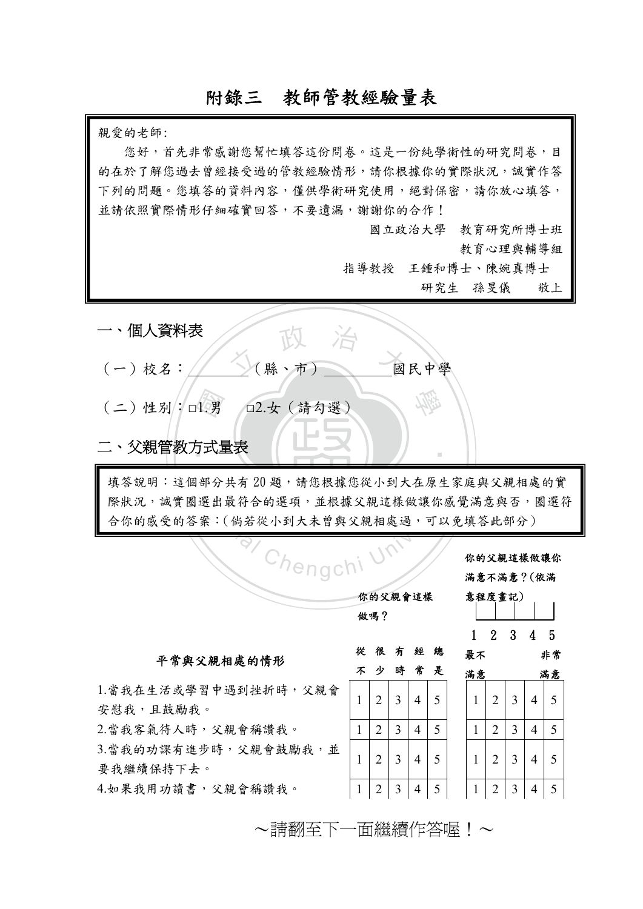# 附錄三　教師管教經驗量表

親愛的老師：

您好，首先非常感謝您幫忙填答這份問卷。這是一份純學術性的研究問卷，目的在於了解您過去曾經接受過的管教經驗情形，請你根據你的實際狀況，誠實作答下列的問題。您填答的資料內容，僅供學術研究使用，絕對保密，請你放心填答，並請依照實際情形仔細確實回答，不要遺漏，謝謝你的合作！

國立政治大學　教育研究所博士班
教育心理與輔導組
指導教授　王鍾和博士、陳婉真博士
研究生　孫旻儀　　敬上

## 一、個人資料表

（一）校名：________（縣、市）________國民中學

（二）性別：□1.男　□2.女（請勾選）

## 二、父親管教方式量表

填答說明：這個部分共有 20 題，請您根據您從小到大在原生家庭與父親相處的實際狀況，誠實圈選出最符合的選項，並根據父親這樣做讓你感覺滿意與否，圈選符合你的感受的答案：（倘若從小到大未曾與父親相處過，可以免填答此部分）

| 平常與父親相處的情形 | 你的父親會這樣做嗎？<br>從不 | 很少 | 有時 | 經常 | 總是 | 你的父親這樣做讓你滿意不滿意？（依滿意程度畫記）<br>最不滿意 | | | | 非常滿意 |
|---|---|---|---|---|---|---|---|---|---|---|
| 1.當我在生活或學習中遇到挫折時，父親會安慰我，且鼓勵我。 | 1 | 2 | 3 | 4 | 5 | 1 | 2 | 3 | 4 | 5 |
| 2.當我客氣待人時，父親會稱讚我。 | 1 | 2 | 3 | 4 | 5 | 1 | 2 | 3 | 4 | 5 |
| 3.當我的功課有進步時，父親會鼓勵我，並要我繼續保持下去。 | 1 | 2 | 3 | 4 | 5 | 1 | 2 | 3 | 4 | 5 |
| 4.如果我用功讀書，父親會稱讚我。 | 1 | 2 | 3 | 4 | 5 | 1 | 2 | 3 | 4 | 5 |

～請翻至下一面繼續作答喔！～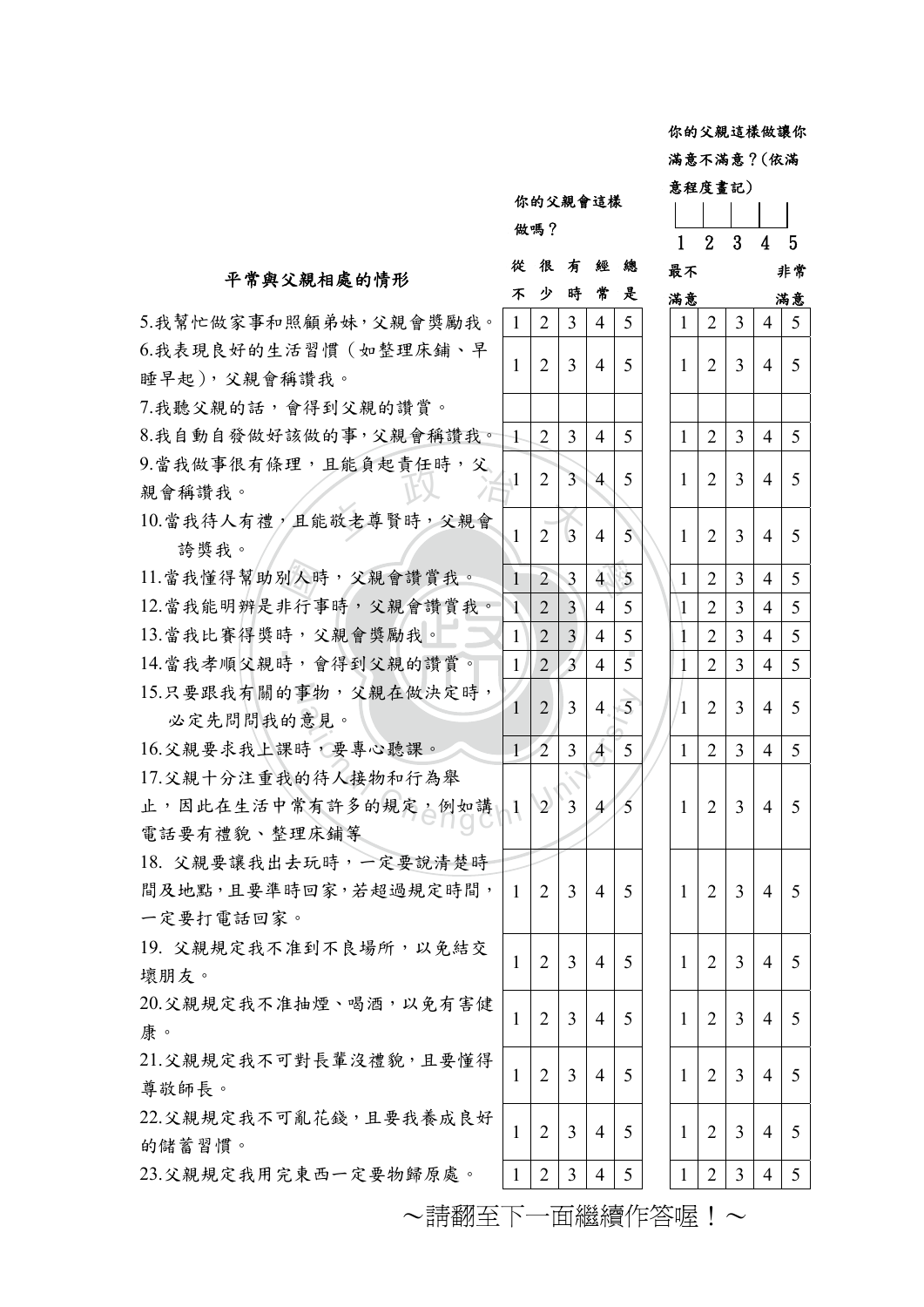| 平常與父親相處的情形 | 你的父親會這樣做嗎？ | | | | | | 你的父親這樣做讓你滿意不滿意？(依滿意程度畫記) | | | | |
|---|---|---|---|---|---|---|---|---|---|---|---|
| | 從不 | 很少 | 有時 | 經常 | 總是 | | 最不滿意 | | | | 非常滿意 |
| 5.我幫忙做家事和照顧弟妹，父親會獎勵我。 | 1 | 2 | 3 | 4 | 5 | | 1 | 2 | 3 | 4 | 5 |
| 6.我表現良好的生活習慣（如整理床鋪、早睡早起），父親會稱讚我。 | 1 | 2 | 3 | 4 | 5 | | 1 | 2 | 3 | 4 | 5 |
| 7.我聽父親的話，會得到父親的讚賞。 | | | | | | | | | | | |
| 8.我自動自發做好該做的事，父親會稱讚我。 | 1 | 2 | 3 | 4 | 5 | | 1 | 2 | 3 | 4 | 5 |
| 9.當我做事很有條理，且能負起責任時，父親會稱讚我。 | 1 | 2 | 3 | 4 | 5 | | 1 | 2 | 3 | 4 | 5 |
| 10.當我待人有禮，且能敬老尊賢時，父親會誇獎我。 | 1 | 2 | 3 | 4 | 5 | | 1 | 2 | 3 | 4 | 5 |
| 11.當我懂得幫助別人時，父親會讚賞我。 | 1 | 2 | 3 | 4 | 5 | | 1 | 2 | 3 | 4 | 5 |
| 12.當我能明辨是非行事時，父親會讚賞我。 | 1 | 2 | 3 | 4 | 5 | | 1 | 2 | 3 | 4 | 5 |
| 13.當我比賽得獎時，父親會獎勵我。 | 1 | 2 | 3 | 4 | 5 | | 1 | 2 | 3 | 4 | 5 |
| 14.當我孝順父親時，會得到父親的讚賞。 | 1 | 2 | 3 | 4 | 5 | | 1 | 2 | 3 | 4 | 5 |
| 15.只要跟我有關的事物，父親在做決定時，必定先問問我的意見。 | 1 | 2 | 3 | 4 | 5 | | 1 | 2 | 3 | 4 | 5 |
| 16.父親要求我上課時，要專心聽課。 | 1 | 2 | 3 | 4 | 5 | | 1 | 2 | 3 | 4 | 5 |
| 17.父親十分注重我的待人接物和行為舉止，因此在生活中常有許多的規定，例如講電話要有禮貌、整理床鋪等 | 1 | 2 | 3 | 4 | 5 | | 1 | 2 | 3 | 4 | 5 |
| 18. 父親要讓我出去玩時，一定要說清楚時間及地點，且要準時回家，若超過規定時間，一定要打電話回家。 | 1 | 2 | 3 | 4 | 5 | | 1 | 2 | 3 | 4 | 5 |
| 19. 父親規定我不准到不良場所，以免結交壞朋友。 | 1 | 2 | 3 | 4 | 5 | | 1 | 2 | 3 | 4 | 5 |
| 20.父親規定我不准抽煙、喝酒，以免有害健康。 | 1 | 2 | 3 | 4 | 5 | | 1 | 2 | 3 | 4 | 5 |
| 21.父親規定我不可對長輩沒禮貌，且要懂得尊敬師長。 | 1 | 2 | 3 | 4 | 5 | | 1 | 2 | 3 | 4 | 5 |
| 22.父親規定我不可亂花錢，且要我養成良好的儲蓄習慣。 | 1 | 2 | 3 | 4 | 5 | | 1 | 2 | 3 | 4 | 5 |
| 23.父親規定我用完東西一定要物歸原處。 | 1 | 2 | 3 | 4 | 5 | | 1 | 2 | 3 | 4 | 5 |

～請翻至下一面繼續作答喔！～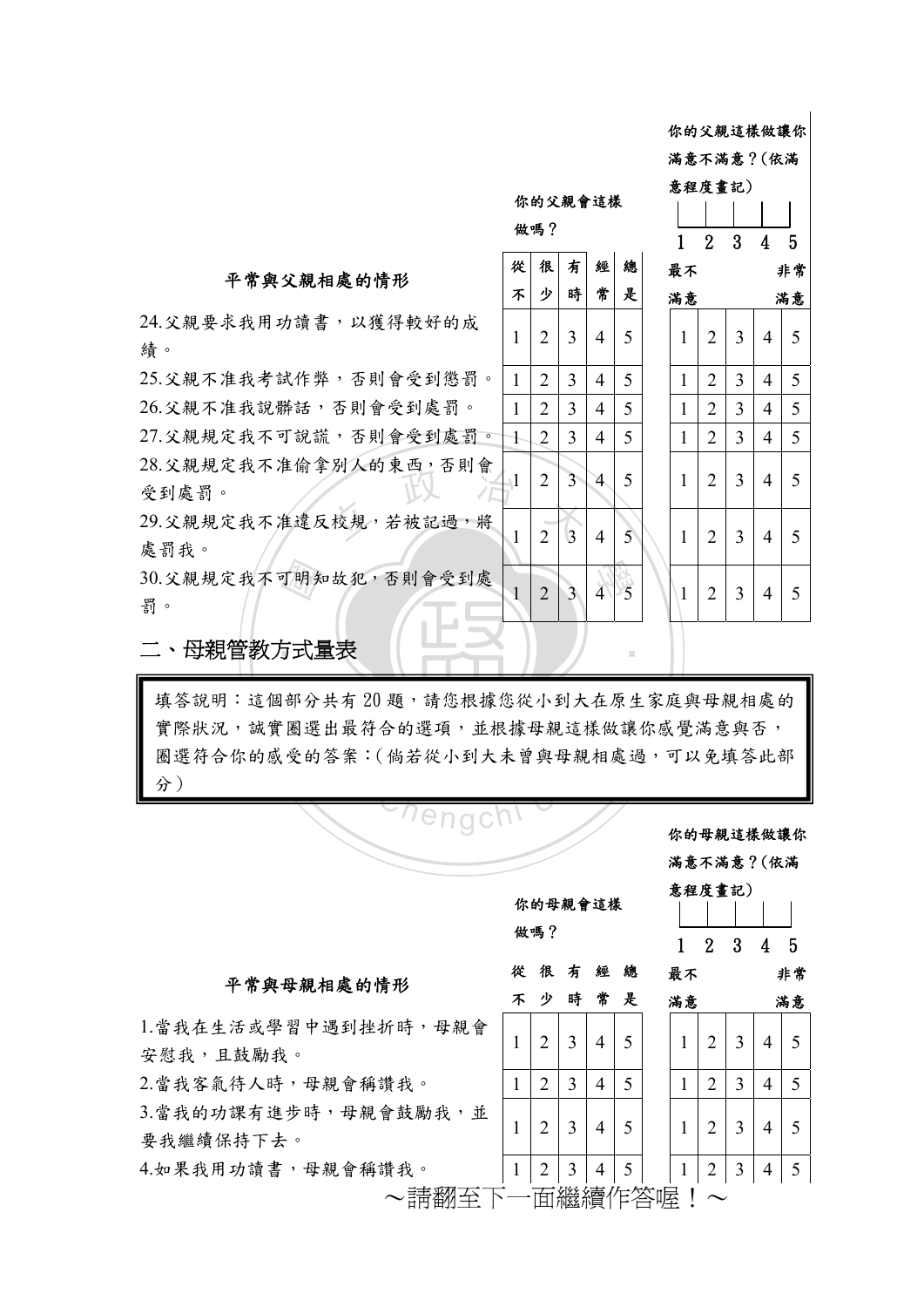| 平常與父親相處的情形 | 你的父親會這樣做嗎？ | | | | | 你的父親這樣做讓你滿意不滿意？(依滿意程度畫記) | | | | |
|---|---|---|---|---|---|---|---|---|---|---|
| | 從不 | 很少 | 有時 | 經常 | 總是 | 1 最不滿意 | 2 | 3 | 4 | 5 非常滿意 |
| 24.父親要求我用功讀書，以獲得較好的成績。 | 1 | 2 | 3 | 4 | 5 | 1 | 2 | 3 | 4 | 5 |
| 25.父親不准我考試作弊，否則會受到懲罰。 | 1 | 2 | 3 | 4 | 5 | 1 | 2 | 3 | 4 | 5 |
| 26.父親不准我說髒話，否則會受到處罰。 | 1 | 2 | 3 | 4 | 5 | 1 | 2 | 3 | 4 | 5 |
| 27.父親規定我不可說謊，否則會受到處罰。 | 1 | 2 | 3 | 4 | 5 | 1 | 2 | 3 | 4 | 5 |
| 28.父親規定我不准偷拿別人的東西，否則會受到處罰。 | 1 | 2 | 3 | 4 | 5 | 1 | 2 | 3 | 4 | 5 |
| 29.父親規定我不准違反校規，若被記過，將處罰我。 | 1 | 2 | 3 | 4 | 5 | 1 | 2 | 3 | 4 | 5 |
| 30.父親規定我不可明知故犯，否則會受到處罰。 | 1 | 2 | 3 | 4 | 5 | 1 | 2 | 3 | 4 | 5 |

## 二、母親管教方式量表

填答說明：這個部分共有 20 題，請您根據您從小到大在原生家庭與母親相處的實際狀況，誠實圈選出最符合的選項，並根據母親這樣做讓你感覺滿意與否，圈選符合你的感受的答案：(倘若從小到大未曾與母親相處過，可以免填答此部分)

| 平常與母親相處的情形 | 你的母親會這樣做嗎？ | | | | | 你的母親這樣做讓你滿意不滿意？(依滿意程度畫記) | | | | |
|---|---|---|---|---|---|---|---|---|---|---|
| | 從不 | 很少 | 有時 | 經常 | 總是 | 1 最不滿意 | 2 | 3 | 4 | 5 非常滿意 |
| 1.當我在生活或學習中遇到挫折時，母親會安慰我，且鼓勵我。 | 1 | 2 | 3 | 4 | 5 | 1 | 2 | 3 | 4 | 5 |
| 2.當我客氣待人時，母親會稱讚我。 | 1 | 2 | 3 | 4 | 5 | 1 | 2 | 3 | 4 | 5 |
| 3.當我的功課有進步時，母親會鼓勵我，並要我繼續保持下去。 | 1 | 2 | 3 | 4 | 5 | 1 | 2 | 3 | 4 | 5 |
| 4.如果我用功讀書，母親會稱讚我。 | 1 | 2 | 3 | 4 | 5 | 1 | 2 | 3 | 4 | 5 |

～請翻至下一面繼續作答喔！～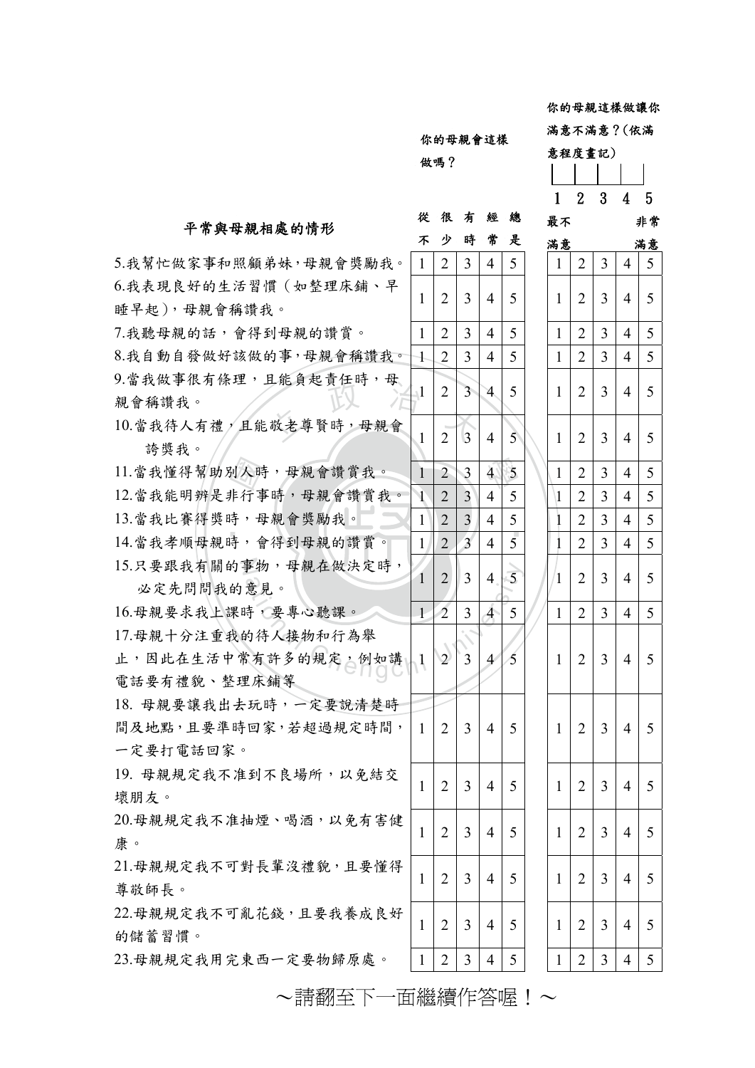| 平常與母親相處的情形 | 你的母親會這樣做嗎？ | | | | | 你的母親這樣做讓你滿意不滿意？(依滿意程度畫記) | | | | |
|---|---|---|---|---|---|---|---|---|---|---|
| | 從不 | 很少 | 有時 | 經常 | 總是 | 1 最不滿意 | 2 | 3 | 4 | 5 非常滿意 |
| 5.我幫忙做家事和照顧弟妹，母親會獎勵我。 | 1 | 2 | 3 | 4 | 5 | 1 | 2 | 3 | 4 | 5 |
| 6.我表現良好的生活習慣（如整理床鋪、早睡早起)，母親會稱讚我。 | 1 | 2 | 3 | 4 | 5 | 1 | 2 | 3 | 4 | 5 |
| 7.我聽母親的話，會得到母親的讚賞。 | 1 | 2 | 3 | 4 | 5 | 1 | 2 | 3 | 4 | 5 |
| 8.我自動自發做好該做的事，母親會稱讚我。 | 1 | 2 | 3 | 4 | 5 | 1 | 2 | 3 | 4 | 5 |
| 9.當我做事很有條理，且能負起責任時，母親會稱讚我。 | 1 | 2 | 3 | 4 | 5 | 1 | 2 | 3 | 4 | 5 |
| 10.當我待人有禮，且能敬老尊賢時，母親會誇獎我。 | 1 | 2 | 3 | 4 | 5 | 1 | 2 | 3 | 4 | 5 |
| 11.當我懂得幫助別人時，母親會讚賞我。 | 1 | 2 | 3 | 4 | 5 | 1 | 2 | 3 | 4 | 5 |
| 12.當我能明辨是非行事時，母親會讚賞我。 | 1 | 2 | 3 | 4 | 5 | 1 | 2 | 3 | 4 | 5 |
| 13.當我比賽得獎時，母親會獎勵我。 | 1 | 2 | 3 | 4 | 5 | 1 | 2 | 3 | 4 | 5 |
| 14.當我孝順母親時，會得到母親的讚賞。 | 1 | 2 | 3 | 4 | 5 | 1 | 2 | 3 | 4 | 5 |
| 15.只要跟我有關的事物，母親在做決定時，必定先問問我的意見。 | 1 | 2 | 3 | 4 | 5 | 1 | 2 | 3 | 4 | 5 |
| 16.母親要求我上課時，要專心聽課。 | 1 | 2 | 3 | 4 | 5 | 1 | 2 | 3 | 4 | 5 |
| 17.母親十分注重我的待人接物和行為舉止，因此在生活中常有許多的規定，例如講電話要有禮貌、整理床鋪等 | 1 | 2 | 3 | 4 | 5 | 1 | 2 | 3 | 4 | 5 |
| 18. 母親要讓我出去玩時，一定要說清楚時間及地點，且要準時回家，若超過規定時間，一定要打電話回家。 | 1 | 2 | 3 | 4 | 5 | 1 | 2 | 3 | 4 | 5 |
| 19. 母親規定我不准到不良場所，以免結交壞朋友。 | 1 | 2 | 3 | 4 | 5 | 1 | 2 | 3 | 4 | 5 |
| 20.母親規定我不准抽煙、喝酒，以免有害健康。 | 1 | 2 | 3 | 4 | 5 | 1 | 2 | 3 | 4 | 5 |
| 21.母親規定我不可對長輩沒禮貌，且要懂得尊敬師長。 | 1 | 2 | 3 | 4 | 5 | 1 | 2 | 3 | 4 | 5 |
| 22.母親規定我不可亂花錢，且要我養成良好的儲蓄習慣。 | 1 | 2 | 3 | 4 | 5 | 1 | 2 | 3 | 4 | 5 |
| 23.母親規定我用完東西一定要物歸原處。 | 1 | 2 | 3 | 4 | 5 | 1 | 2 | 3 | 4 | 5 |

～請翻至下一面繼續作答喔！～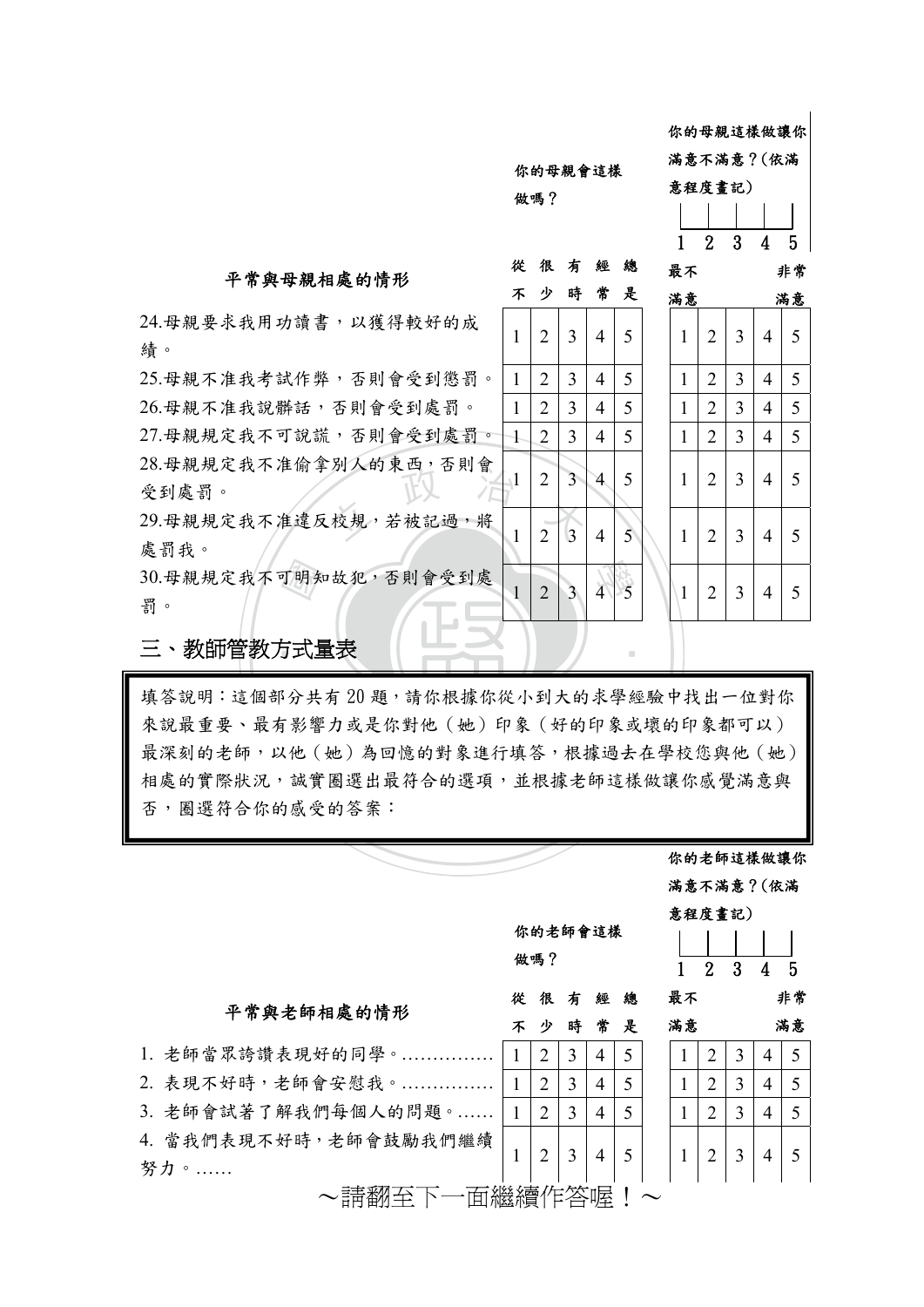| 平常與母親相處的情形 | 你的母親會這樣做嗎？從不 | 很少 | 有時 | 經常 | 總是 | 你的母親這樣做讓你滿意不滿意？(依滿意程度畫記) 1 最不滿意 | 2 | 3 | 4 | 5 非常滿意 |
|---|---|---|---|---|---|---|---|---|---|---|
| 24.母親要求我用功讀書，以獲得較好的成績。 | 1 | 2 | 3 | 4 | 5 | 1 | 2 | 3 | 4 | 5 |
| 25.母親不准我考試作弊，否則會受到懲罰。 | 1 | 2 | 3 | 4 | 5 | 1 | 2 | 3 | 4 | 5 |
| 26.母親不准我說髒話，否則會受到處罰。 | 1 | 2 | 3 | 4 | 5 | 1 | 2 | 3 | 4 | 5 |
| 27.母親規定我不可說謊，否則會受到處罰。 | 1 | 2 | 3 | 4 | 5 | 1 | 2 | 3 | 4 | 5 |
| 28.母親規定我不准偷拿別人的東西，否則會受到處罰。 | 1 | 2 | 3 | 4 | 5 | 1 | 2 | 3 | 4 | 5 |
| 29.母親規定我不准違反校規，若被記過，將處罰我。 | 1 | 2 | 3 | 4 | 5 | 1 | 2 | 3 | 4 | 5 |
| 30.母親規定我不可明知故犯，否則會受到處罰。 | 1 | 2 | 3 | 4 | 5 | 1 | 2 | 3 | 4 | 5 |

## 三、教師管教方式量表

填答說明：這個部分共有 20 題，請你根據你從小到大的求學經驗中找出一位對你來說最重要、最有影響力或是你對他（她）印象（好的印象或壞的印象都可以）最深刻的老師，以他（她）為回憶的對象進行填答，根據過去在學校您與他（她）相處的實際狀況，誠實圈選出最符合的選項，並根據老師這樣做讓你感覺滿意與否，圈選符合你的感受的答案：

| 平常與老師相處的情形 | 你的老師會這樣做嗎？從不 | 很少 | 有時 | 經常 | 總是 | 你的老師這樣做讓你滿意不滿意？(依滿意程度畫記) 1 最不滿意 | 2 | 3 | 4 | 5 非常滿意 |
|---|---|---|---|---|---|---|---|---|---|---|
| 1. 老師當眾誇讚表現好的同學。…………… | 1 | 2 | 3 | 4 | 5 | 1 | 2 | 3 | 4 | 5 |
| 2. 表現不好時，老師會安慰我。…………… | 1 | 2 | 3 | 4 | 5 | 1 | 2 | 3 | 4 | 5 |
| 3. 老師會試著了解我們每個人的問題。…… | 1 | 2 | 3 | 4 | 5 | 1 | 2 | 3 | 4 | 5 |
| 4. 當我們表現不好時，老師會鼓勵我們繼續努力。…… | 1 | 2 | 3 | 4 | 5 | 1 | 2 | 3 | 4 | 5 |

～請翻至下一面繼續作答喔！～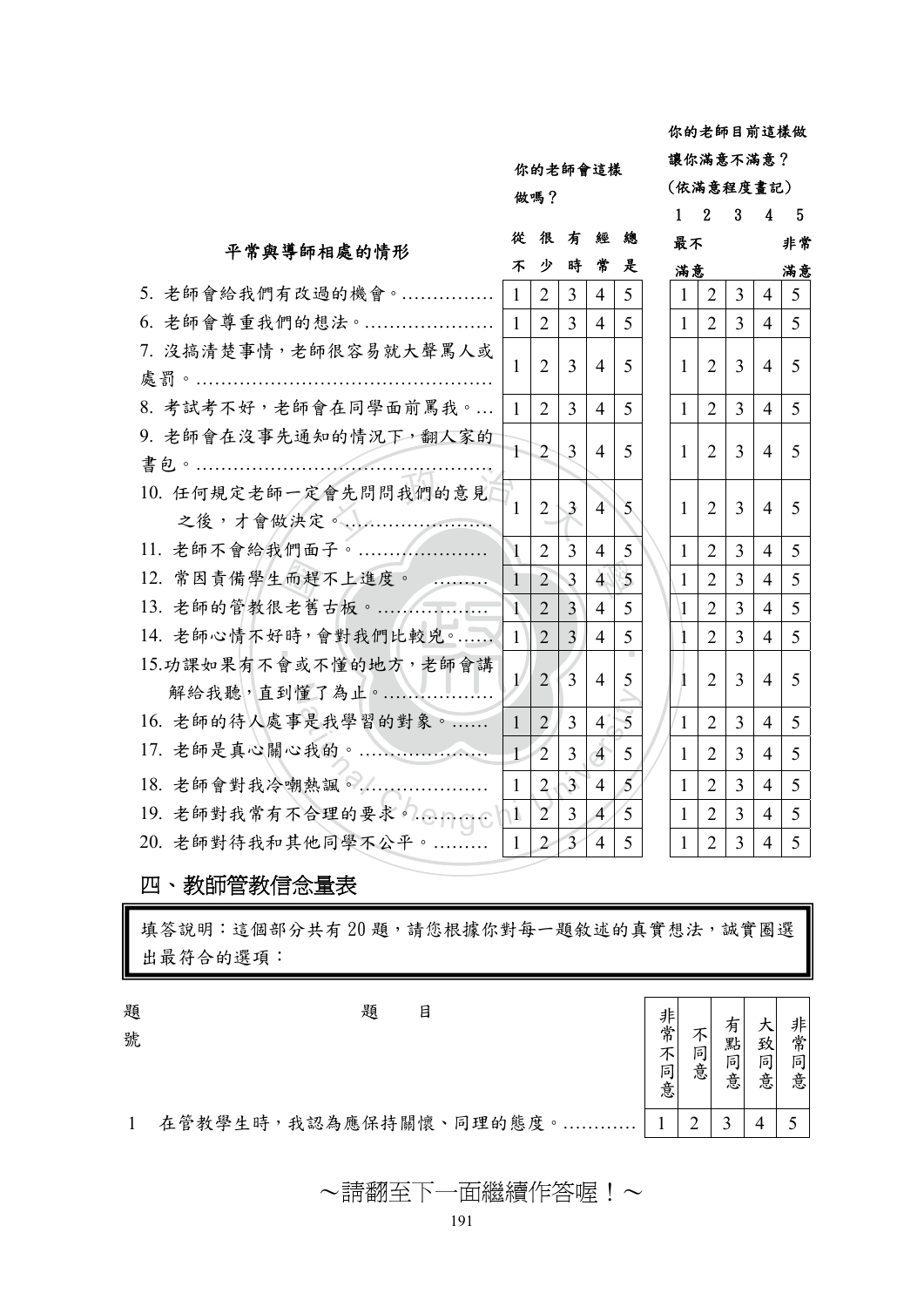| 平常與導師相處的情形 | 你的老師會這樣做嗎？ | | | | | | 你的老師目前這樣做讓你滿意不滿意？（依滿意程度畫記） | | | | |
|---|---|---|---|---|---|---|---|---|---|---|---|
| | 從不 | 很少 | 有時 | 經常 | 總是 | | 1 最不滿意 | 2 | 3 | 4 | 5 非常滿意 |
| 5. 老師會給我們有改過的機會。…………… | 1 | 2 | 3 | 4 | 5 | | 1 | 2 | 3 | 4 | 5 |
| 6. 老師會尊重我們的想法。………………… | 1 | 2 | 3 | 4 | 5 | | 1 | 2 | 3 | 4 | 5 |
| 7. 沒搞清楚事情，老師很容易就大聲罵人或處罰。………………………………………… | 1 | 2 | 3 | 4 | 5 | | 1 | 2 | 3 | 4 | 5 |
| 8. 考試考不好，老師會在同學面前罵我。… | 1 | 2 | 3 | 4 | 5 | | 1 | 2 | 3 | 4 | 5 |
| 9. 老師會在沒事先通知的情況下，翻人家的書包。………………………………………… | 1 | 2 | 3 | 4 | 5 | | 1 | 2 | 3 | 4 | 5 |
| 10. 任何規定老師一定會先問問我們的意見之後，才會做決定。…………………… | 1 | 2 | 3 | 4 | 5 | | 1 | 2 | 3 | 4 | 5 |
| 11. 老師不會給我們面子。………………… | 1 | 2 | 3 | 4 | 5 | | 1 | 2 | 3 | 4 | 5 |
| 12. 常因責備學生而趕不上進度。 ……… | 1 | 2 | 3 | 4 | 5 | | 1 | 2 | 3 | 4 | 5 |
| 13. 老師的管教很老舊古板。……………… | 1 | 2 | 3 | 4 | 5 | | 1 | 2 | 3 | 4 | 5 |
| 14. 老師心情不好時，會對我們比較兇。…… | 1 | 2 | 3 | 4 | 5 | | 1 | 2 | 3 | 4 | 5 |
| 15.功課如果有不會或不懂的地方，老師會講解給我聽，直到懂了為止。……………… | 1 | 2 | 3 | 4 | 5 | | 1 | 2 | 3 | 4 | 5 |
| 16. 老師的待人處事是我學習的對象。…… | 1 | 2 | 3 | 4 | 5 | | 1 | 2 | 3 | 4 | 5 |
| 17. 老師是真心關心我的。………………… | 1 | 2 | 3 | 4 | 5 | | 1 | 2 | 3 | 4 | 5 |
| 18. 老師會對我冷嘲熱諷。………………… | 1 | 2 | 3 | 4 | 5 | | 1 | 2 | 3 | 4 | 5 |
| 19. 老師對我常有不合理的要求。……… | 1 | 2 | 3 | 4 | 5 | | 1 | 2 | 3 | 4 | 5 |
| 20. 老師對待我和其他同學不公平。……… | 1 | 2 | 3 | 4 | 5 | | 1 | 2 | 3 | 4 | 5 |

## 四、教師管教信念量表

填答說明：這個部分共有 20 題，請您根據你對每一題敘述的真實想法，誠實圈選出最符合的選項：

| 題號 | 題目 | 非常不同意 | 不同意 | 有點同意 | 大致同意 | 非常同意 |
|---|---|---|---|---|---|---|
| 1 | 在管教學生時，我認為應保持關懷、同理的態度。………… | 1 | 2 | 3 | 4 | 5 |

～請翻至下一面繼續作答喔！～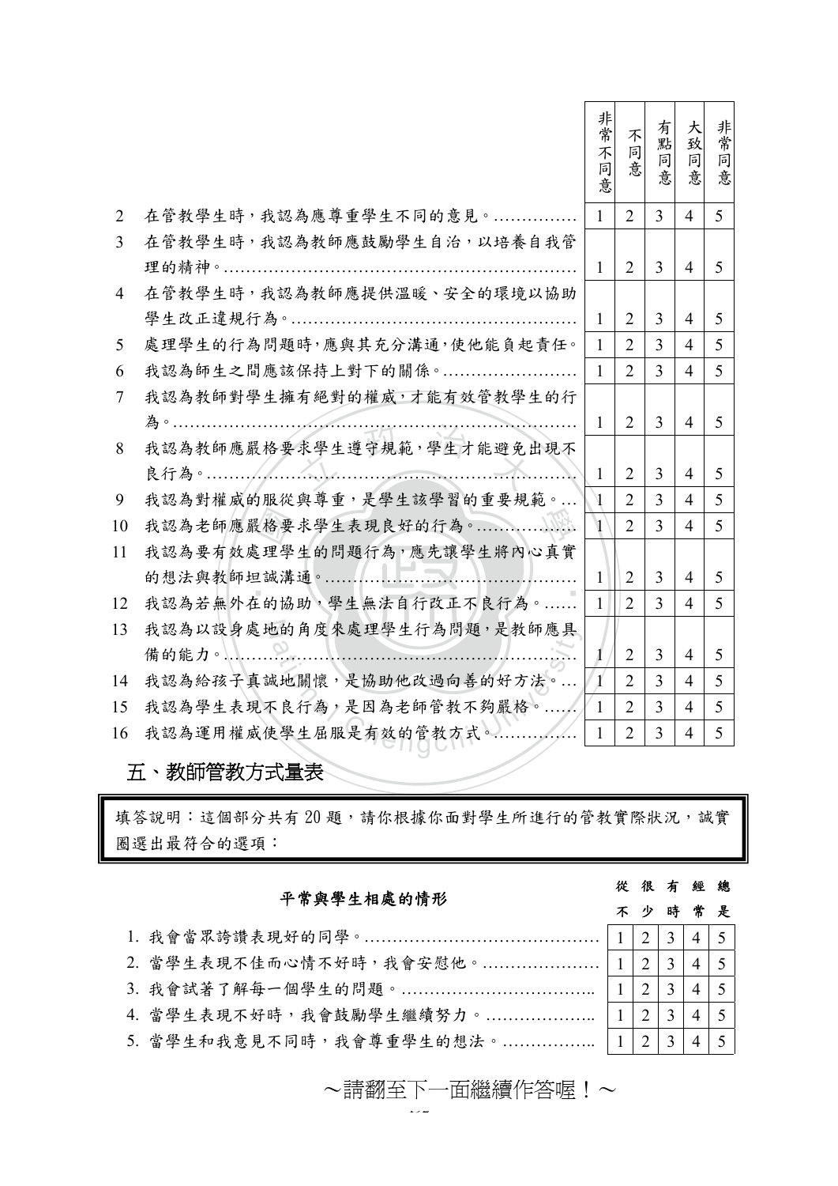| | | 非常不同意 | 不同意 | 有點同意 | 大致同意 | 非常同意 |
|---|---|---|---|---|---|---|
| 2 | 在管教學生時，我認為應尊重學生不同的意見。…………… | 1 | 2 | 3 | 4 | 5 |
| 3 | 在管教學生時，我認為教師應鼓勵學生自治，以培養自我管理的精神。………………………………………………………… | 1 | 2 | 3 | 4 | 5 |
| 4 | 在管教學生時，我認為教師應提供溫暖、安全的環境以協助學生改正違規行為。…………………………………………… | 1 | 2 | 3 | 4 | 5 |
| 5 | 處理學生的行為問題時，應與其充分溝通，使他能負起責任。 | 1 | 2 | 3 | 4 | 5 |
| 6 | 我認為師生之間應該保持上對下的關係。…………………… | 1 | 2 | 3 | 4 | 5 |
| 7 | 我認為教師對學生擁有絕對的權威，才能有效管教學生的行為。………………………………………………………………… | 1 | 2 | 3 | 4 | 5 |
| 8 | 我認為教師應嚴格要求學生遵守規範，學生才能避免出現不良行為。………………………………………………………… | 1 | 2 | 3 | 4 | 5 |
| 9 | 我認為對權威的服從與尊重，是學生該學習的重要規範。… | 1 | 2 | 3 | 4 | 5 |
| 10 | 我認為老師應嚴格要求學生表現良好的行為。……………… | 1 | 2 | 3 | 4 | 5 |
| 11 | 我認為要有效處理學生的問題行為，應先讓學生將內心真實的想法與教師坦誠溝通。……………………………………… | 1 | 2 | 3 | 4 | 5 |
| 12 | 我認為若無外在的協助，學生無法自行改正不良行為。…… | 1 | 2 | 3 | 4 | 5 |
| 13 | 我認為以設身處地的角度來處理學生行為問題，是教師應具備的能力。………………………………………………………… | 1 | 2 | 3 | 4 | 5 |
| 14 | 我認為給孩子真誠地關懷，是協助他改過向善的好方法。… | 1 | 2 | 3 | 4 | 5 |
| 15 | 我認為學生表現不良行為，是因為老師管教不夠嚴格。…… | 1 | 2 | 3 | 4 | 5 |
| 16 | 我認為運用權威使學生屈服是有效的管教方式。…………… | 1 | 2 | 3 | 4 | 5 |

## 五、教師管教方式量表

填答說明：這個部分共有 20 題，請你根據你面對學生所進行的管教實際狀況，誠實圈選出最符合的選項：

| 平常與學生相處的情形 | 從不 | 很少 | 有時 | 經常 | 總是 |
|---|---|---|---|---|---|
| 1. 我會當眾誇讚表現好的同學。…………………………………… | 1 | 2 | 3 | 4 | 5 |
| 2. 當學生表現不佳而心情不好時，我會安慰他。………………… | 1 | 2 | 3 | 4 | 5 |
| 3. 我會試著了解每一個學生的問題。…………………………….. | 1 | 2 | 3 | 4 | 5 |
| 4. 當學生表現不好時，我會鼓勵學生繼續努力。……………….. | 1 | 2 | 3 | 4 | 5 |
| 5. 當學生和我意見不同時，我會尊重學生的想法。…………….. | 1 | 2 | 3 | 4 | 5 |

～請翻至下一面繼續作答喔！～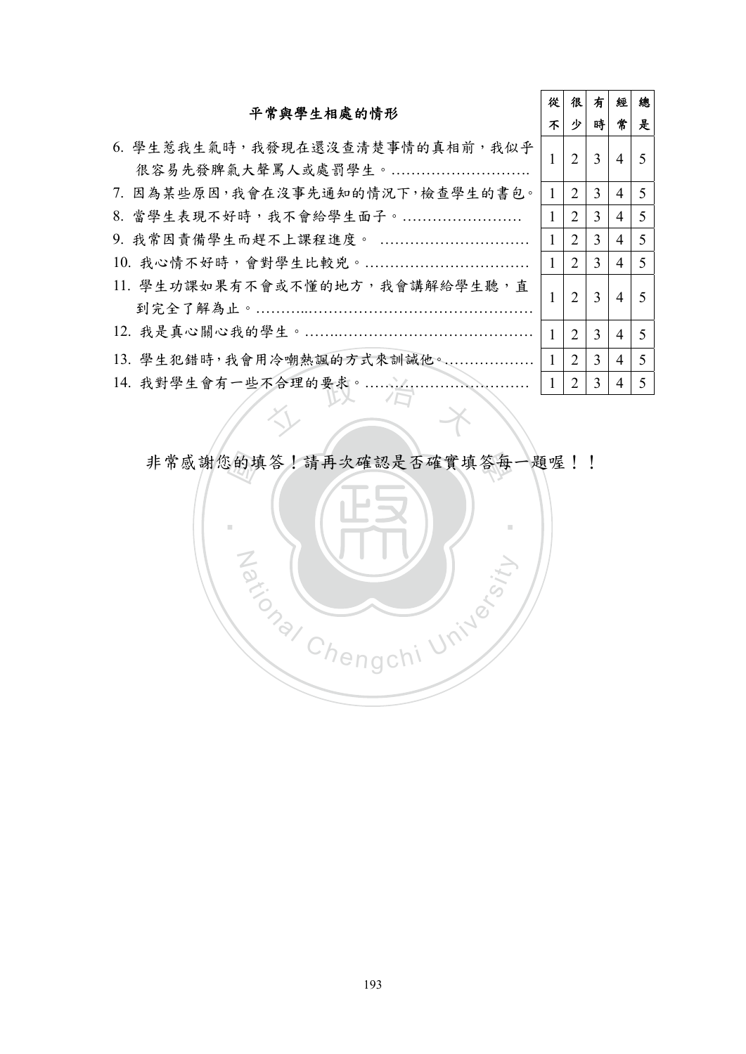| 平常與學生相處的情形 | 從不 | 很少 | 有時 | 經常 | 總是 |
|---|---|---|---|---|---|
| 6. 學生惹我生氣時，我發現在還沒查清楚事情的真相前，我似乎很容易先發脾氣大聲罵人或處罰學生。………………………. | 1 | 2 | 3 | 4 | 5 |
| 7. 因為某些原因，我會在沒事先通知的情況下，檢查學生的書包。 | 1 | 2 | 3 | 4 | 5 |
| 8. 當學生表現不好時，我不會給學生面子。…………………… | 1 | 2 | 3 | 4 | 5 |
| 9. 我常因責備學生而趕不上課程進度。 ………………………… | 1 | 2 | 3 | 4 | 5 |
| 10. 我心情不好時，會對學生比較兇。…………………………… | 1 | 2 | 3 | 4 | 5 |
| 11. 學生功課如果有不會或不懂的地方，我會講解給學生聽，直到完全了解為止。………...………………………………………… | 1 | 2 | 3 | 4 | 5 |
| 12. 我是真心關心我的學生。……..…………………………………… | 1 | 2 | 3 | 4 | 5 |
| 13. 學生犯錯時，我會用冷嘲熱諷的方式來訓誡他。……………… | 1 | 2 | 3 | 4 | 5 |
| 14. 我對學生會有一些不合理的要求。…………………………… | 1 | 2 | 3 | 4 | 5 |

非常感謝您的填答！請再次確認是否確實填答每一題喔！！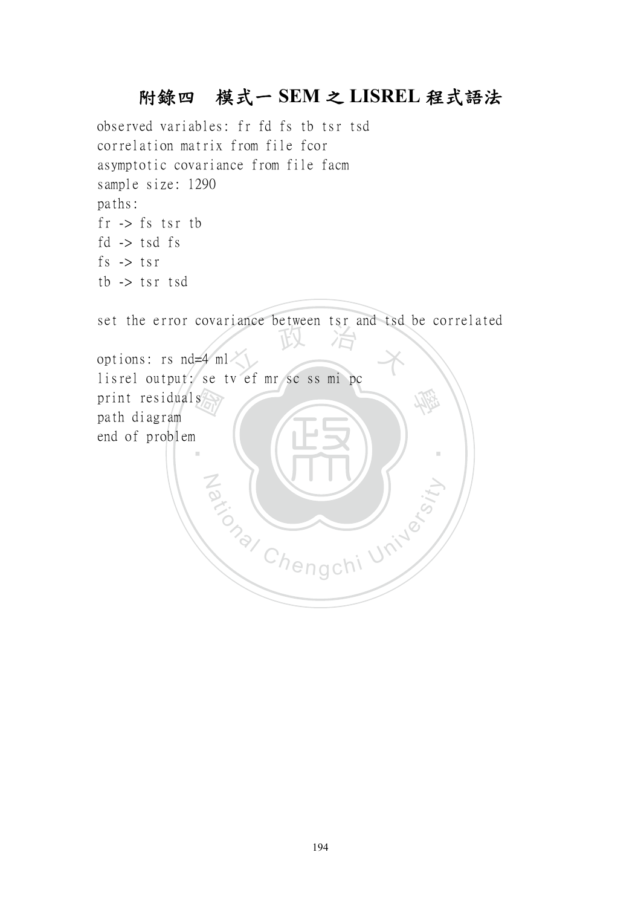# 附錄四　模式一 SEM 之 LISREL 程式語法

```
observed variables: fr fd fs tb tsr tsd
correlation matrix from file fcor
asymptotic covariance from file facm
sample size: 1290
paths:
fr -> fs tsr tb
fd -> tsd fs
fs -> tsr
tb -> tsr tsd

set the error covariance between tsr and tsd be correlated

options: rs nd=4 ml
lisrel output: se tv ef mr sc ss mi pc
print residuals
path diagram
end of problem
```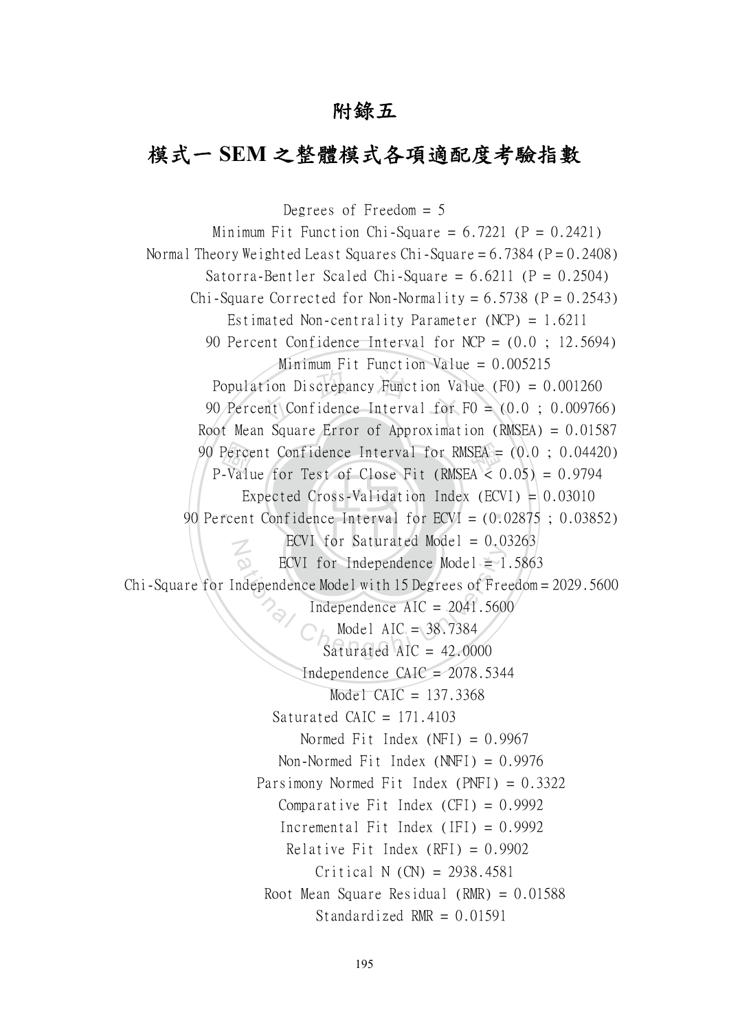# 附錄五

## 模式一 SEM 之整體模式各項適配度考驗指數

```
Degrees of Freedom = 5
Minimum Fit Function Chi-Square = 6.7221 (P = 0.2421)
Normal Theory Weighted Least Squares Chi-Square = 6.7384 (P = 0.2408)
Satorra-Bentler Scaled Chi-Square = 6.6211 (P = 0.2504)
Chi-Square Corrected for Non-Normality = 6.5738 (P = 0.2543)
Estimated Non-centrality Parameter (NCP) = 1.6211
90 Percent Confidence Interval for NCP = (0.0 ; 12.5694)
Minimum Fit Function Value = 0.005215
Population Discrepancy Function Value (F0) = 0.001260
90 Percent Confidence Interval for F0 = (0.0 ; 0.009766)
Root Mean Square Error of Approximation (RMSEA) = 0.01587
90 Percent Confidence Interval for RMSEA = (0.0 ; 0.04420)
P-Value for Test of Close Fit (RMSEA < 0.05) = 0.9794
Expected Cross-Validation Index (ECVI) = 0.03010
90 Percent Confidence Interval for ECVI = (0.02875 ; 0.03852)
ECVI for Saturated Model = 0.03263
ECVI for Independence Model = 1.5863
Chi-Square for Independence Model with 15 Degrees of Freedom = 2029.5600
Independence AIC = 2041.5600
Model AIC = 38.7384
Saturated AIC = 42.0000
Independence CAIC = 2078.5344
Model CAIC = 137.3368
Saturated CAIC = 171.4103
Normed Fit Index (NFI) = 0.9967
Non-Normed Fit Index (NNFI) = 0.9976
Parsimony Normed Fit Index (PNFI) = 0.3322
Comparative Fit Index (CFI) = 0.9992
Incremental Fit Index (IFI) = 0.9992
Relative Fit Index (RFI) = 0.9902
Critical N (CN) = 2938.4581
Root Mean Square Residual (RMR) = 0.01588
Standardized RMR = 0.01591
```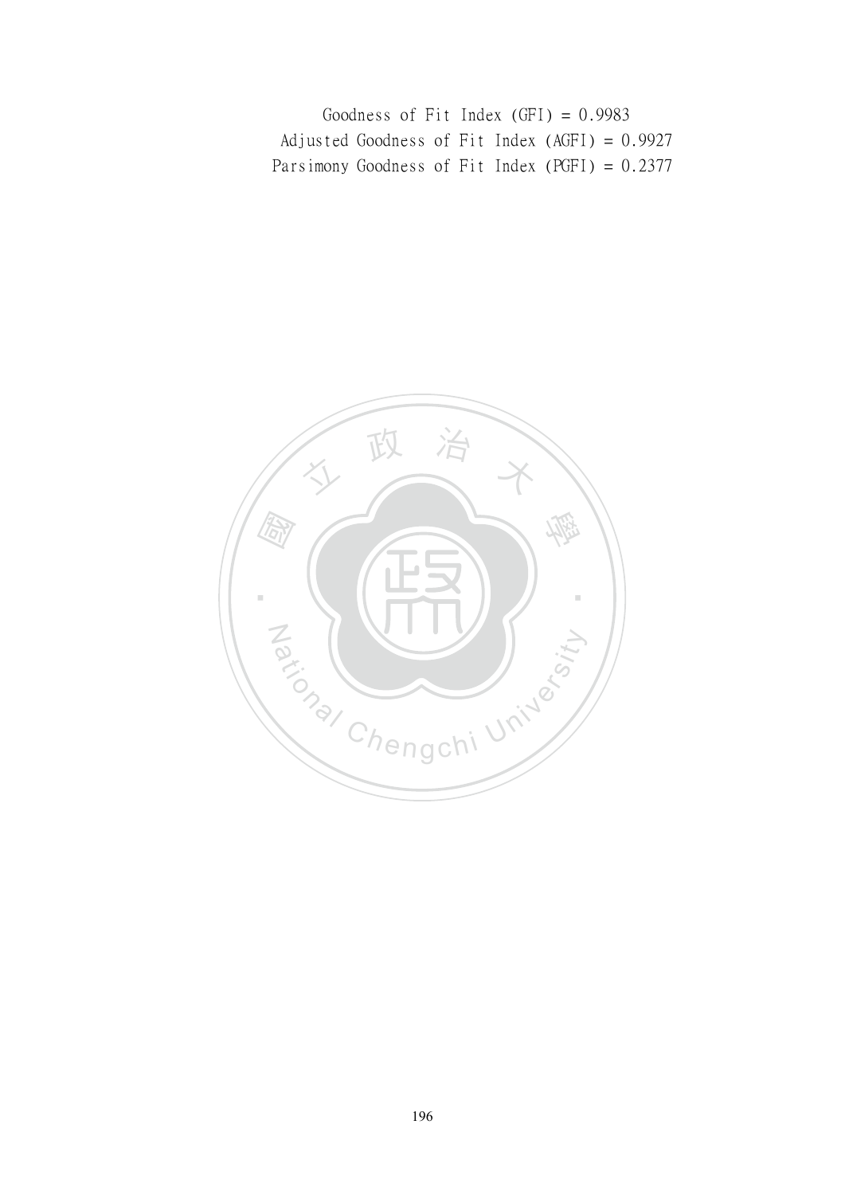```
Goodness of Fit Index (GFI) = 0.9983
Adjusted Goodness of Fit Index (AGFI) = 0.9927
Parsimony Goodness of Fit Index (PGFI) = 0.2377
```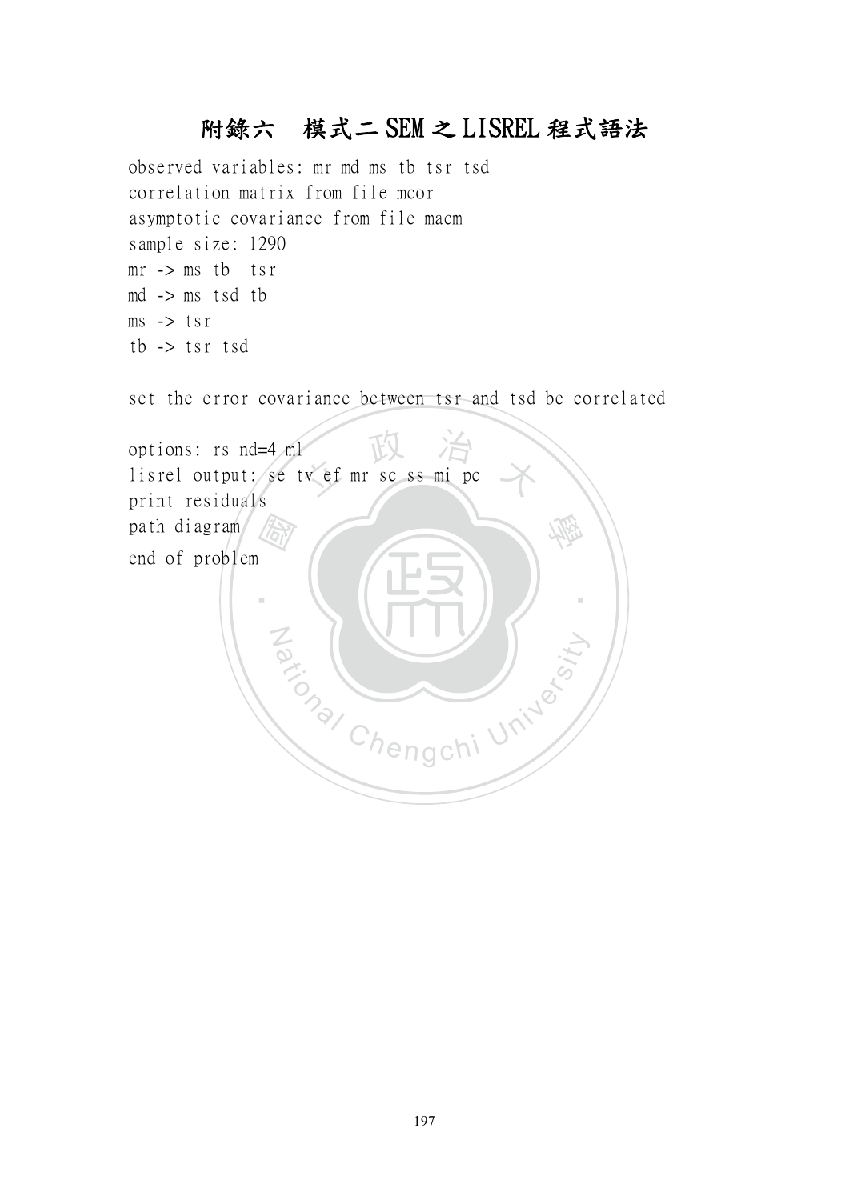# 附錄六　模式二 SEM 之 LISREL 程式語法

```
observed variables: mr md ms tb tsr tsd
correlation matrix from file mcor
asymptotic covariance from file macm
sample size: 1290
mr -> ms tb  tsr
md -> ms tsd tb
ms -> tsr
tb -> tsr tsd

set the error covariance between tsr and tsd be correlated

options: rs nd=4 ml
lisrel output: se tv ef mr sc ss mi pc
print residuals
path diagram
end of problem
```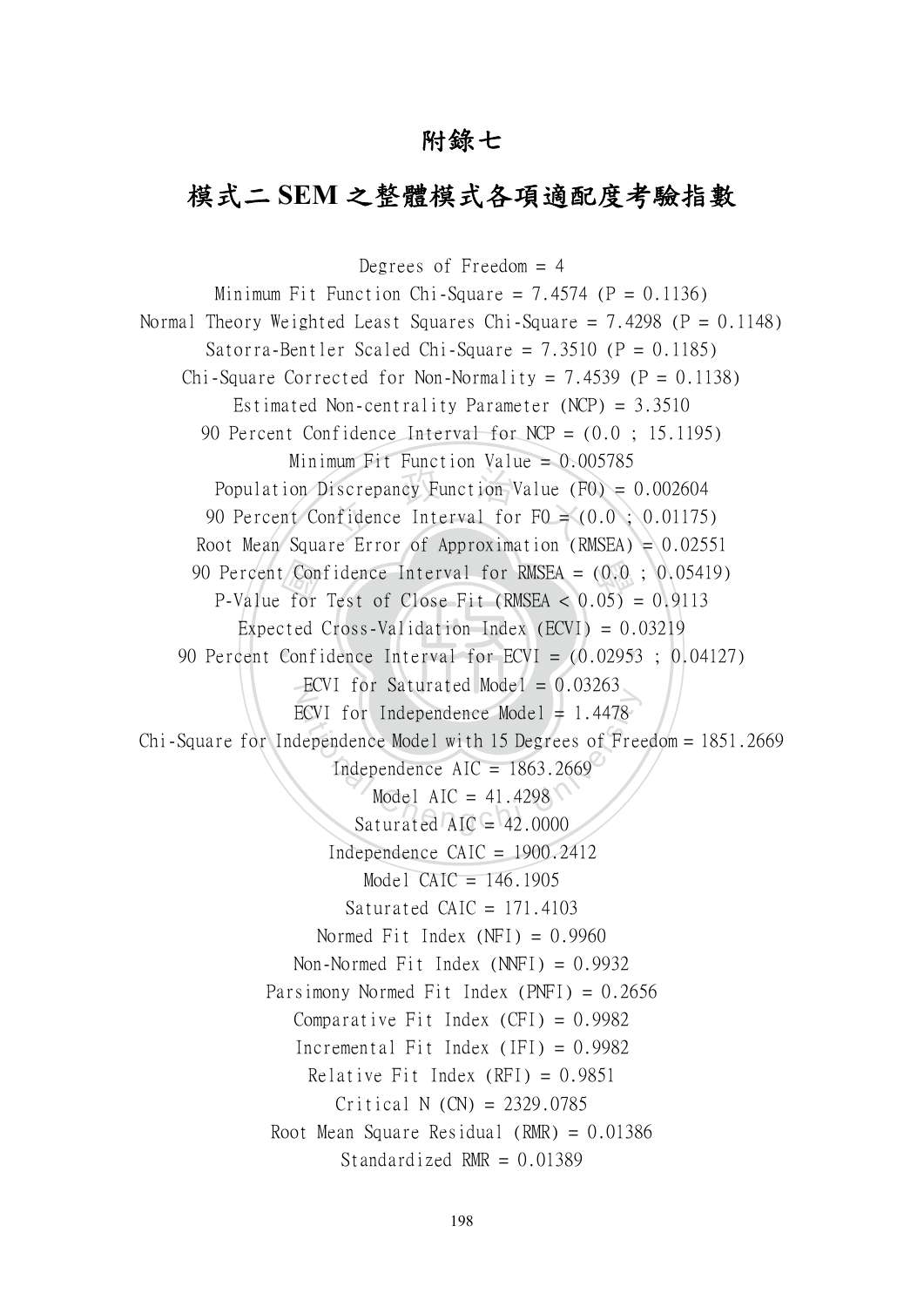# 附錄七

## 模式二 SEM 之整體模式各項適配度考驗指數

Degrees of Freedom = 4

Minimum Fit Function Chi-Square = 7.4574 (P = 0.1136)

Normal Theory Weighted Least Squares Chi-Square = 7.4298 (P = 0.1148)

Satorra-Bentler Scaled Chi-Square = 7.3510 (P = 0.1185)

Chi-Square Corrected for Non-Normality = 7.4539 (P = 0.1138)

Estimated Non-centrality Parameter (NCP) = 3.3510

90 Percent Confidence Interval for NCP = (0.0 ; 15.1195)

Minimum Fit Function Value = 0.005785

Population Discrepancy Function Value (F0) = 0.002604

90 Percent Confidence Interval for F0 = (0.0 ; 0.01175)

Root Mean Square Error of Approximation (RMSEA) = 0.02551

90 Percent Confidence Interval for RMSEA = (0.0 ; 0.05419)

P-Value for Test of Close Fit (RMSEA < 0.05) = 0.9113

Expected Cross-Validation Index (ECVI) = 0.03219

90 Percent Confidence Interval for ECVI = (0.02953 ; 0.04127)

ECVI for Saturated Model = 0.03263

ECVI for Independence Model = 1.4478

Chi-Square for Independence Model with 15 Degrees of Freedom = 1851.2669

Independence AIC = 1863.2669

Model AIC = 41.4298

Saturated AIC = 42.0000

Independence CAIC = 1900.2412

Model CAIC = 146.1905

Saturated CAIC = 171.4103

Normed Fit Index (NFI) = 0.9960

Non-Normed Fit Index (NNFI) = 0.9932

Parsimony Normed Fit Index (PNFI) = 0.2656

Comparative Fit Index (CFI) = 0.9982

Incremental Fit Index (IFI) = 0.9982

Relative Fit Index (RFI) = 0.9851

Critical N (CN) = 2329.0785

Root Mean Square Residual (RMR) = 0.01386

Standardized RMR = 0.01389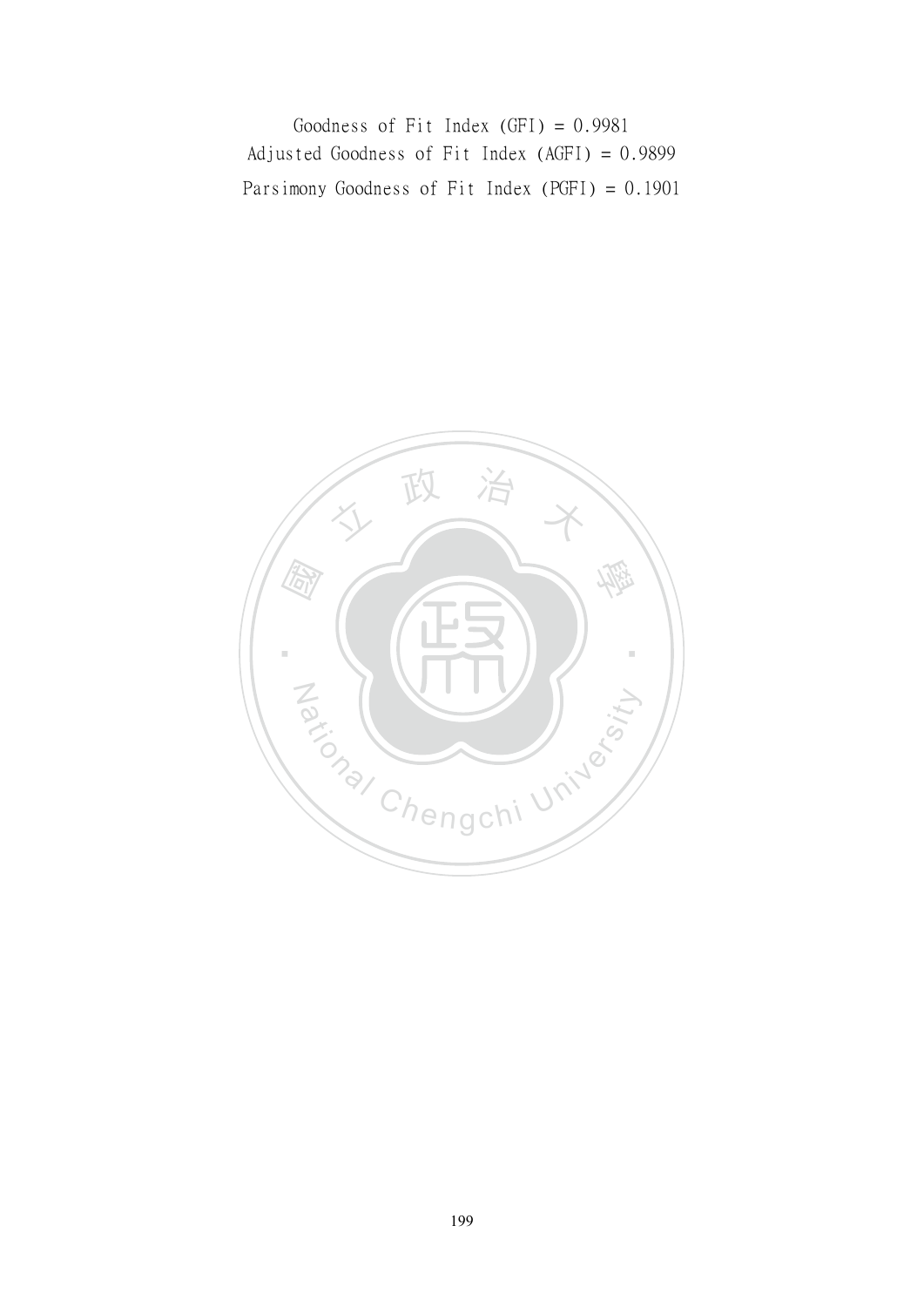```
Goodness of Fit Index (GFI) = 0.9981
Adjusted Goodness of Fit Index (AGFI) = 0.9899
Parsimony Goodness of Fit Index (PGFI) = 0.1901
```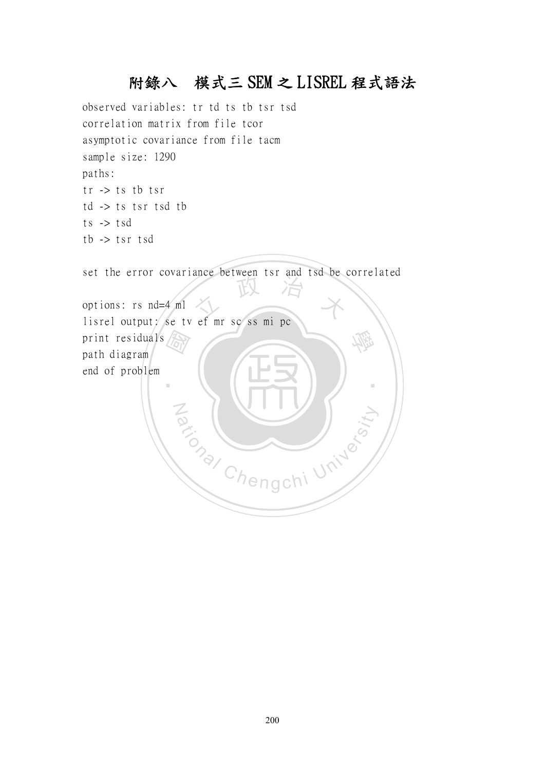# 附錄八　模式三 SEM 之 LISREL 程式語法

```
observed variables: tr td ts tb tsr tsd
correlation matrix from file tcor
asymptotic covariance from file tacm
sample size: 1290
paths:
tr -> ts tb tsr
td -> ts tsr tsd tb
ts -> tsd
tb -> tsr tsd

set the error covariance between tsr and tsd be correlated

options: rs nd=4 ml
lisrel output: se tv ef mr sc ss mi pc
print residuals
path diagram
end of problem
```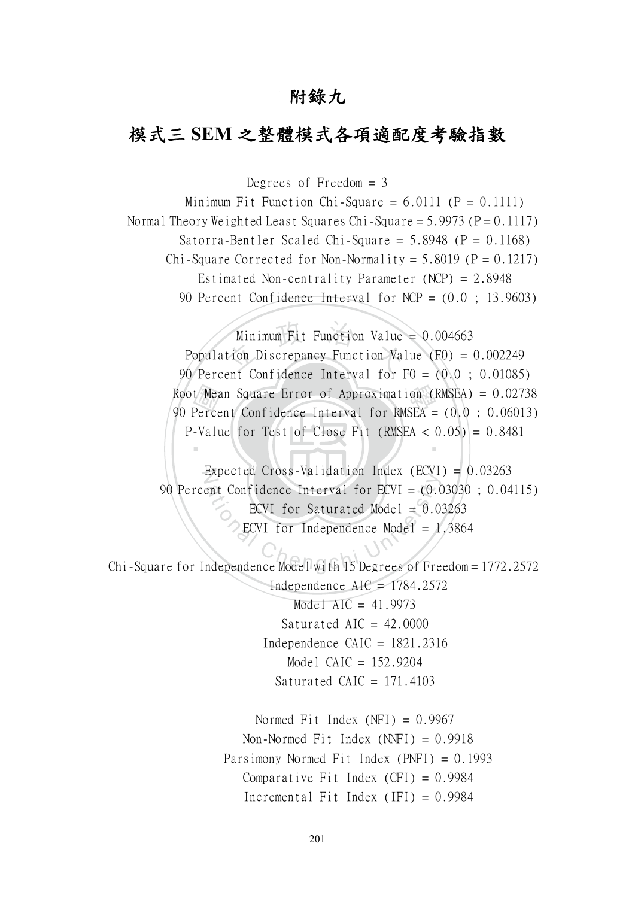# 附錄九

## 模式三 SEM 之整體模式各項適配度考驗指數

Degrees of Freedom = 3

Minimum Fit Function Chi-Square = 6.0111 (P = 0.1111)

Normal Theory Weighted Least Squares Chi-Square = 5.9973 (P = 0.1117)

Satorra-Bentler Scaled Chi-Square = 5.8948 (P = 0.1168)

Chi-Square Corrected for Non-Normality = 5.8019 (P = 0.1217)

Estimated Non-centrality Parameter (NCP) = 2.8948

90 Percent Confidence Interval for NCP = (0.0 ; 13.9603)

Minimum Fit Function Value = 0.004663

Population Discrepancy Function Value (F0) = 0.002249

90 Percent Confidence Interval for F0 = (0.0 ; 0.01085)

Root Mean Square Error of Approximation (RMSEA) = 0.02738

90 Percent Confidence Interval for RMSEA = (0.0 ; 0.06013)

P-Value for Test of Close Fit (RMSEA < 0.05) = 0.8481

Expected Cross-Validation Index (ECVI) = 0.03263

90 Percent Confidence Interval for ECVI = (0.03030 ; 0.04115)

ECVI for Saturated Model = 0.03263

ECVI for Independence Model = 1.3864

Chi-Square for Independence Model with 15 Degrees of Freedom = 1772.2572

Independence AIC = 1784.2572

Model AIC = 41.9973

Saturated AIC = 42.0000

Independence CAIC = 1821.2316

Model CAIC = 152.9204

Saturated CAIC = 171.4103

Normed Fit Index (NFI) = 0.9967

Non-Normed Fit Index (NNFI) = 0.9918

Parsimony Normed Fit Index (PNFI) = 0.1993

Comparative Fit Index (CFI) = 0.9984

Incremental Fit Index (IFI) = 0.9984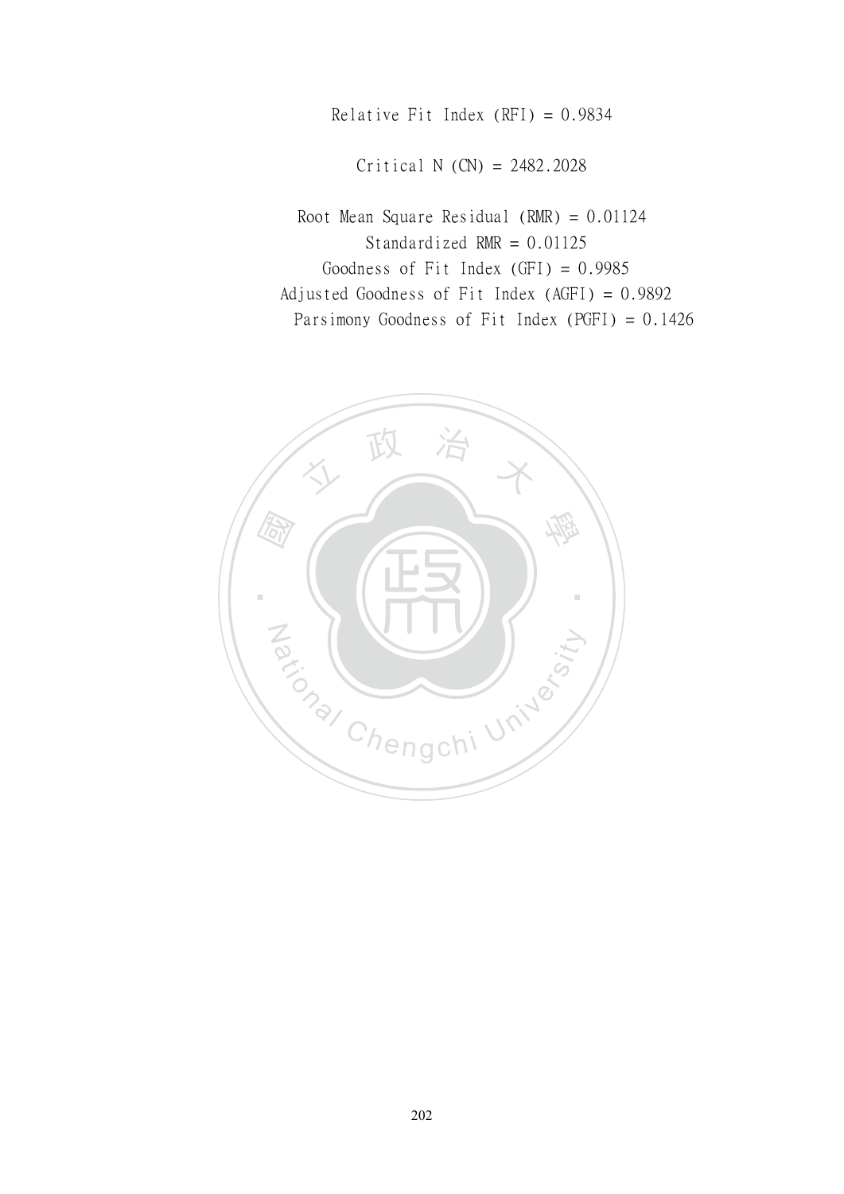Relative Fit Index (RFI) = 0.9834

Critical N (CN) = 2482.2028

Root Mean Square Residual (RMR) = 0.01124

Standardized RMR = 0.01125

Goodness of Fit Index (GFI) = 0.9985

Adjusted Goodness of Fit Index (AGFI) = 0.9892

Parsimony Goodness of Fit Index (PGFI) = 0.1426